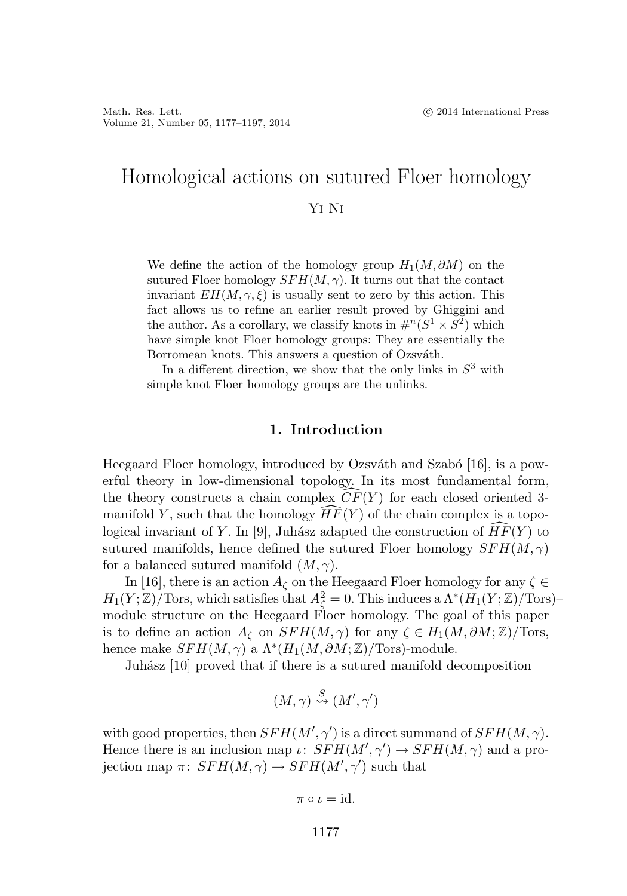# Homological actions on sutured Floer homology

Yi Ni

We define the action of the homology group $H_1(M, \partial M)$ on the sutured Floer homology $SFH(M, \gamma)$. It turns out that the contact invariant $EH(M, \gamma, \xi)$ is usually sent to zero by this action. This fact allows us to refine an earlier result proved by Ghiggini and the author. As a corollary, we classify knots in $\#^n(S^1 \times S^2)$ which have simple knot Floer homology groups: They are essentially the Borromean knots. This answers a question of Ozsváth.

In a different direction, we show that the only links in $S^3$ with simple knot Floer homology groups are the unlinks.

## 1. Introduction

Heegaard Floer homology, introduced by Ozsváth and Szabó [16], is a powerful theory in low-dimensional topology. In its most fundamental form, the theory constructs a chain complex $\widehat{CF}(Y)$ for each closed oriented 3-manifold $Y$, such that the homology $\widehat{HF}(Y)$ of the chain complex is a topological invariant of $Y$. In [9], Juhász adapted the construction of $\widehat{HF}(Y)$ to sutured manifolds, hence defined the sutured Floer homology $SFH(M, \gamma)$ for a balanced sutured manifold $(M, \gamma)$.

In [16], there is an action $A_\zeta$ on the Heegaard Floer homology for any $\zeta \in H_1(Y; \mathbb{Z})/\mathrm{Tors}$, which satisfies that $A_\zeta^2 = 0$. This induces a $\Lambda^*(H_1(Y; \mathbb{Z})/\mathrm{Tors})$–module structure on the Heegaard Floer homology. The goal of this paper is to define an action $A_\zeta$ on $SFH(M, \gamma)$ for any $\zeta \in H_1(M, \partial M; \mathbb{Z})/\mathrm{Tors}$, hence make $SFH(M, \gamma)$ a $\Lambda^*(H_1(M, \partial M; \mathbb{Z})/\mathrm{Tors})$-module.

Juhász [10] proved that if there is a sutured manifold decomposition

$$(M, \gamma) \overset{S}{\rightsquigarrow} (M', \gamma')$$

with good properties, then $SFH(M', \gamma')$ is a direct summand of $SFH(M, \gamma)$. Hence there is an inclusion map $\iota\colon SFH(M', \gamma') \to SFH(M, \gamma)$ and a projection map $\pi\colon SFH(M, \gamma) \to SFH(M', \gamma')$ such that

$$\pi \circ \iota = \mathrm{id}.$$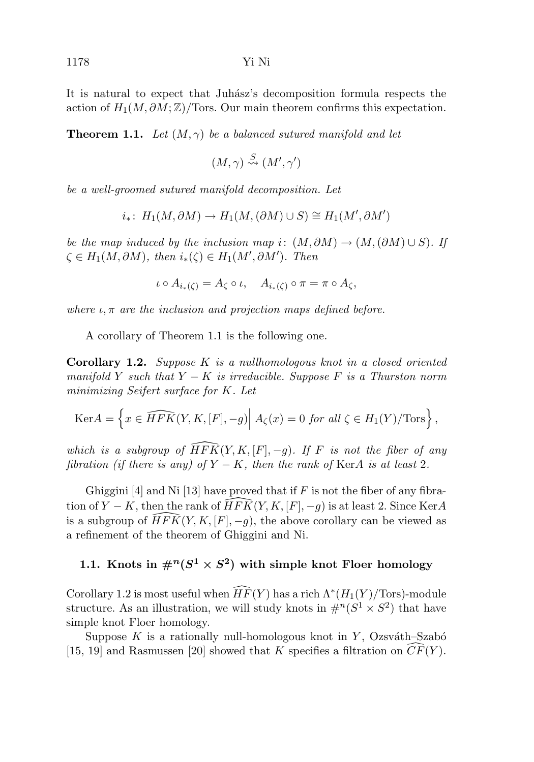It is natural to expect that Juhász's decomposition formula respects the action of $H_1(M, \partial M; \mathbb{Z})/\mathrm{Tors}$. Our main theorem confirms this expectation.

**Theorem 1.1.** *Let $(M, \gamma)$ be a balanced sutured manifold and let*

$$(M, \gamma) \stackrel{S}{\rightsquigarrow} (M', \gamma')$$

*be a well-groomed sutured manifold decomposition. Let*

$$i_*\colon H_1(M, \partial M) \to H_1(M, (\partial M) \cup S) \cong H_1(M', \partial M')$$

*be the map induced by the inclusion map $i\colon (M, \partial M) \to (M, (\partial M) \cup S)$. If $\zeta \in H_1(M, \partial M)$, then $i_*(\zeta) \in H_1(M', \partial M')$. Then*

$$\iota \circ A_{i_*(\zeta)} = A_\zeta \circ \iota, \quad A_{i_*(\zeta)} \circ \pi = \pi \circ A_\zeta,$$

*where $\iota, \pi$ are the inclusion and projection maps defined before.*

A corollary of Theorem 1.1 is the following one.

**Corollary 1.2.** *Suppose $K$ is a nullhomologous knot in a closed oriented manifold $Y$ such that $Y - K$ is irreducible. Suppose $F$ is a Thurston norm minimizing Seifert surface for $K$. Let*

$$\mathrm{Ker}A = \left\{ x \in \widehat{HFK}(Y, K, [F], -g) \middle|\, A_\zeta(x) = 0 \text{ for all } \zeta \in H_1(Y)/\mathrm{Tors} \right\},$$

*which is a subgroup of $\widehat{HFK}(Y, K, [F], -g)$. If $F$ is not the fiber of any fibration (if there is any) of $Y - K$, then the rank of $\mathrm{Ker}A$ is at least 2.*

Ghiggini [4] and Ni [13] have proved that if $F$ is not the fiber of any fibration of $Y - K$, then the rank of $\widehat{HFK}(Y, K, [F], -g)$ is at least 2. Since $\mathrm{Ker}A$ is a subgroup of $\widehat{HFK}(Y, K, [F], -g)$, the above corollary can be viewed as a refinement of the theorem of Ghiggini and Ni.

### 1.1. Knots in $\#^n(S^1 \times S^2)$ with simple knot Floer homology

Corollary 1.2 is most useful when $\widehat{HF}(Y)$ has a rich $\Lambda^*(H_1(Y)/\mathrm{Tors})$-module structure. As an illustration, we will study knots in $\#^n(S^1 \times S^2)$ that have simple knot Floer homology.

Suppose $K$ is a rationally null-homologous knot in $Y$, Ozsváth–Szabó [15, 19] and Rasmussen [20] showed that $K$ specifies a filtration on $\widehat{CF}(Y)$.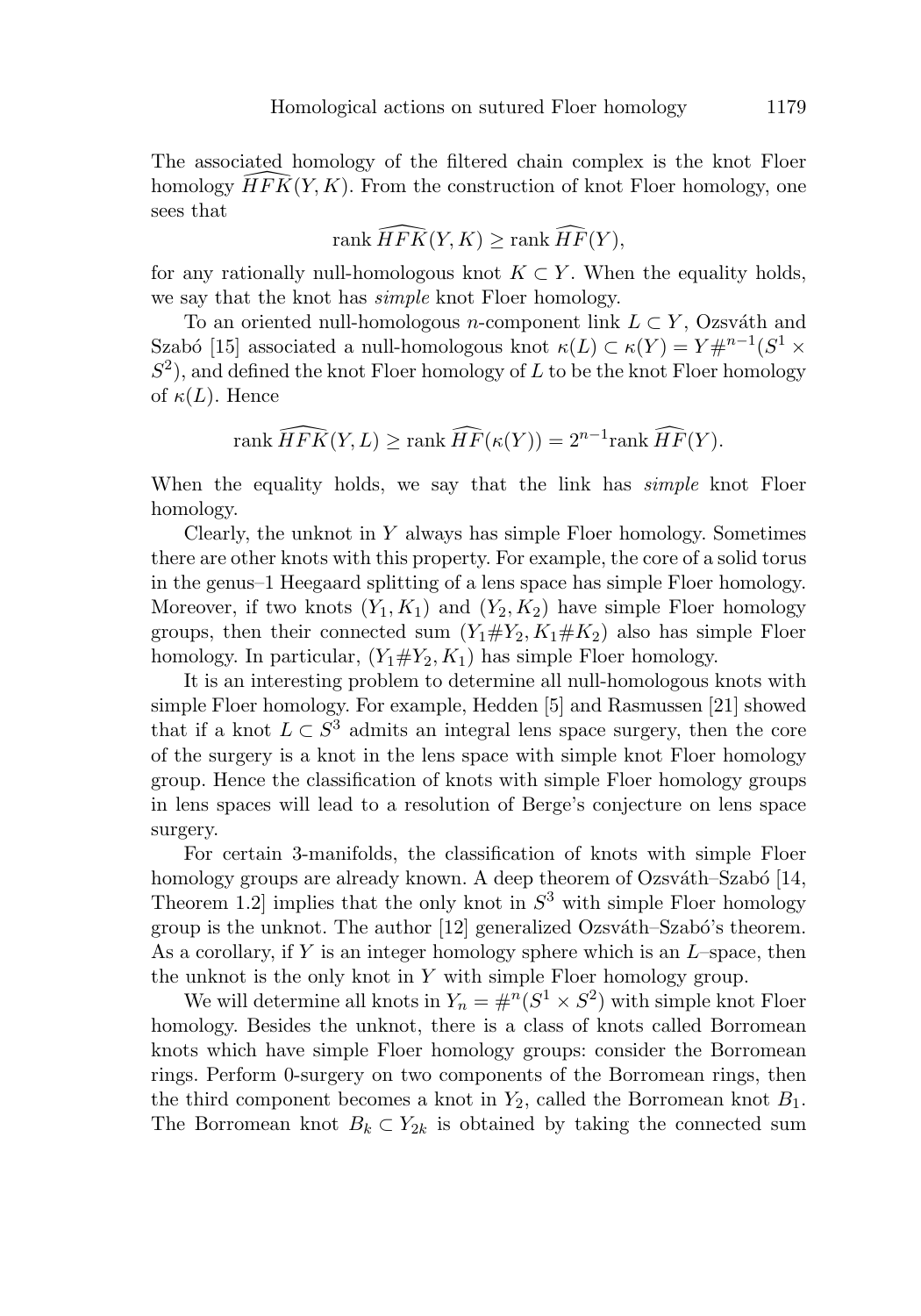The associated homology of the filtered chain complex is the knot Floer homology $\widehat{HFK}(Y,K)$. From the construction of knot Floer homology, one sees that

$$\operatorname{rank}\widehat{HFK}(Y,K) \geq \operatorname{rank}\widehat{HF}(Y),$$

for any rationally null-homologous knot $K \subset Y$. When the equality holds, we say that the knot has *simple* knot Floer homology.

To an oriented null-homologous $n$-component link $L \subset Y$, Ozsváth and Szabó [15] associated a null-homologous knot $\kappa(L) \subset \kappa(Y) = Y\#^{n-1}(S^1 \times S^2)$, and defined the knot Floer homology of $L$ to be the knot Floer homology of $\kappa(L)$. Hence

$$\operatorname{rank}\widehat{HFK}(Y,L) \geq \operatorname{rank}\widehat{HF}(\kappa(Y)) = 2^{n-1}\operatorname{rank}\widehat{HF}(Y).$$

When the equality holds, we say that the link has *simple* knot Floer homology.

Clearly, the unknot in $Y$ always has simple Floer homology. Sometimes there are other knots with this property. For example, the core of a solid torus in the genus–1 Heegaard splitting of a lens space has simple Floer homology. Moreover, if two knots $(Y_1, K_1)$ and $(Y_2, K_2)$ have simple Floer homology groups, then their connected sum $(Y_1\#Y_2, K_1\#K_2)$ also has simple Floer homology. In particular, $(Y_1\#Y_2, K_1)$ has simple Floer homology.

It is an interesting problem to determine all null-homologous knots with simple Floer homology. For example, Hedden [5] and Rasmussen [21] showed that if a knot $L \subset S^3$ admits an integral lens space surgery, then the core of the surgery is a knot in the lens space with simple knot Floer homology group. Hence the classification of knots with simple Floer homology groups in lens spaces will lead to a resolution of Berge's conjecture on lens space surgery.

For certain 3-manifolds, the classification of knots with simple Floer homology groups are already known. A deep theorem of Ozsváth–Szabó [14, Theorem 1.2] implies that the only knot in $S^3$ with simple Floer homology group is the unknot. The author [12] generalized Ozsváth–Szabó's theorem. As a corollary, if $Y$ is an integer homology sphere which is an $L$–space, then the unknot is the only knot in $Y$ with simple Floer homology group.

We will determine all knots in $Y_n = \#^n(S^1 \times S^2)$ with simple knot Floer homology. Besides the unknot, there is a class of knots called Borromean knots which have simple Floer homology groups: consider the Borromean rings. Perform 0-surgery on two components of the Borromean rings, then the third component becomes a knot in $Y_2$, called the Borromean knot $B_1$. The Borromean knot $B_k \subset Y_{2k}$ is obtained by taking the connected sum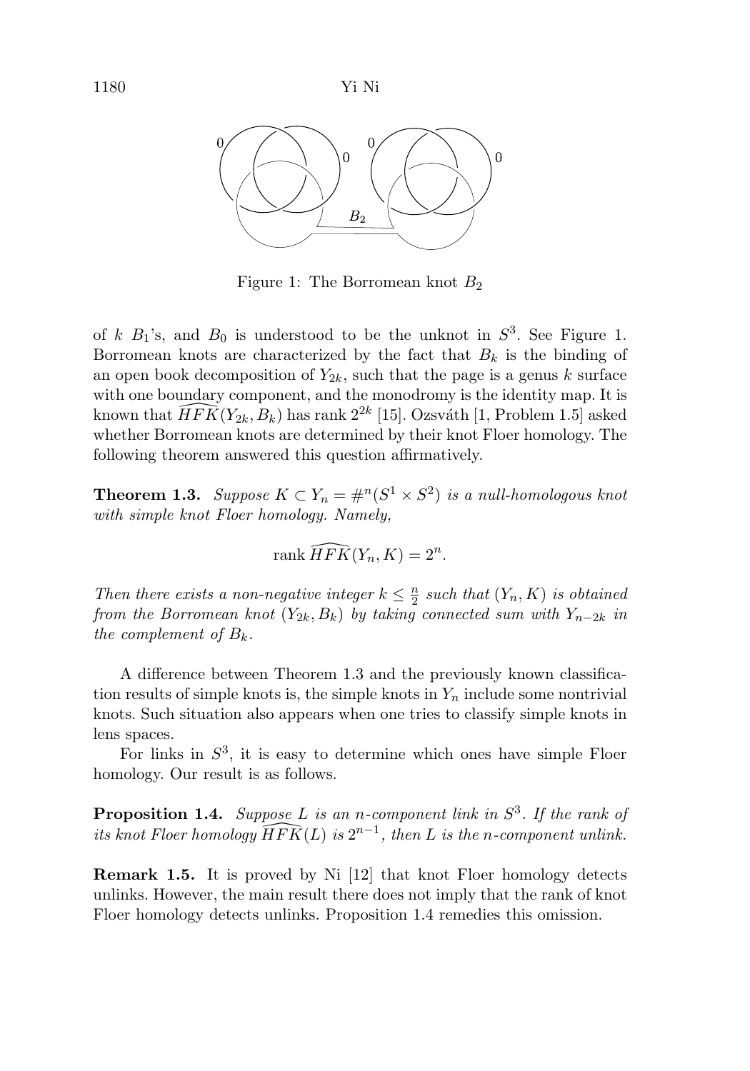Figure 1: The Borromean knot $B_2$

of $k$ $B_1$'s, and $B_0$ is understood to be the unknot in $S^3$. See Figure 1. Borromean knots are characterized by the fact that $B_k$ is the binding of an open book decomposition of $Y_{2k}$, such that the page is a genus $k$ surface with one boundary component, and the monodromy is the identity map. It is known that $\widehat{HFK}(Y_{2k}, B_k)$ has rank $2^{2k}$ [15]. Ozsváth [1, Problem 1.5] asked whether Borromean knots are determined by their knot Floer homology. The following theorem answered this question affirmatively.

**Theorem 1.3.** *Suppose $K \subset Y_n = \#^n(S^1 \times S^2)$ is a null-homologous knot with simple knot Floer homology. Namely,*

$$\operatorname{rank} \widehat{HFK}(Y_n, K) = 2^n.$$

*Then there exists a non-negative integer $k \le \frac{n}{2}$ such that $(Y_n, K)$ is obtained from the Borromean knot $(Y_{2k}, B_k)$ by taking connected sum with $Y_{n-2k}$ in the complement of $B_k$.*

A difference between Theorem 1.3 and the previously known classification results of simple knots is, the simple knots in $Y_n$ include some nontrivial knots. Such situation also appears when one tries to classify simple knots in lens spaces.

For links in $S^3$, it is easy to determine which ones have simple Floer homology. Our result is as follows.

**Proposition 1.4.** *Suppose $L$ is an $n$-component link in $S^3$. If the rank of its knot Floer homology $\widehat{HFK}(L)$ is $2^{n-1}$, then $L$ is the $n$-component unlink.*

**Remark 1.5.** It is proved by Ni [12] that knot Floer homology detects unlinks. However, the main result there does not imply that the rank of knot Floer homology detects unlinks. Proposition 1.4 remedies this omission.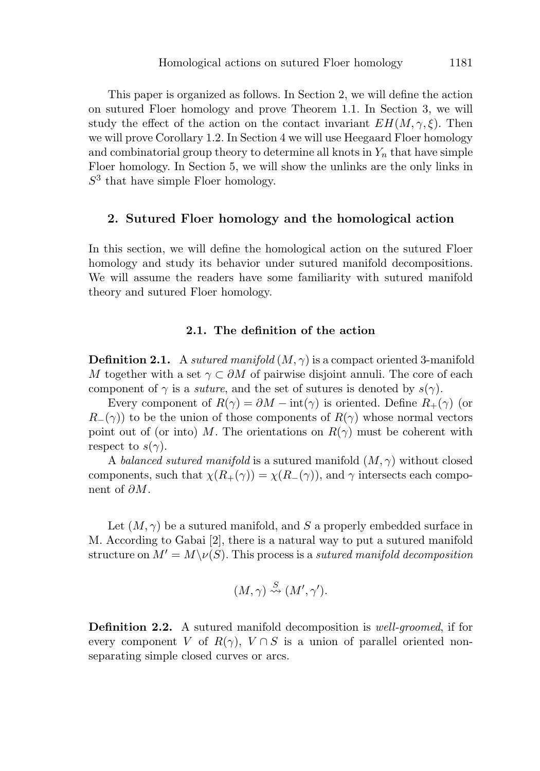This paper is organized as follows. In Section 2, we will define the action on sutured Floer homology and prove Theorem 1.1. In Section 3, we will study the effect of the action on the contact invariant $EH(M,\gamma,\xi)$. Then we will prove Corollary 1.2. In Section 4 we will use Heegaard Floer homology and combinatorial group theory to determine all knots in $Y_n$ that have simple Floer homology. In Section 5, we will show the unlinks are the only links in $S^3$ that have simple Floer homology.

## 2. Sutured Floer homology and the homological action

In this section, we will define the homological action on the sutured Floer homology and study its behavior under sutured manifold decompositions. We will assume the readers have some familiarity with sutured manifold theory and sutured Floer homology.

### 2.1. The definition of the action

**Definition 2.1.** A *sutured manifold* $(M,\gamma)$ is a compact oriented 3-manifold $M$ together with a set $\gamma \subset \partial M$ of pairwise disjoint annuli. The core of each component of $\gamma$ is a *suture*, and the set of sutures is denoted by $s(\gamma)$.

Every component of $R(\gamma) = \partial M - \mathrm{int}(\gamma)$ is oriented. Define $R_+(\gamma)$ (or $R_-(\gamma)$) to be the union of those components of $R(\gamma)$ whose normal vectors point out of (or into) $M$. The orientations on $R(\gamma)$ must be coherent with respect to $s(\gamma)$.

A *balanced sutured manifold* is a sutured manifold $(M,\gamma)$ without closed components, such that $\chi(R_+(\gamma)) = \chi(R_-(\gamma))$, and $\gamma$ intersects each component of $\partial M$.

Let $(M,\gamma)$ be a sutured manifold, and $S$ a properly embedded surface in M. According to Gabai [2], there is a natural way to put a sutured manifold structure on $M' = M \backslash \nu(S)$. This process is a *sutured manifold decomposition*

$$(M,\gamma) \overset{S}{\rightsquigarrow} (M',\gamma').$$

**Definition 2.2.** A sutured manifold decomposition is *well-groomed*, if for every component $V$ of $R(\gamma)$, $V \cap S$ is a union of parallel oriented non-separating simple closed curves or arcs.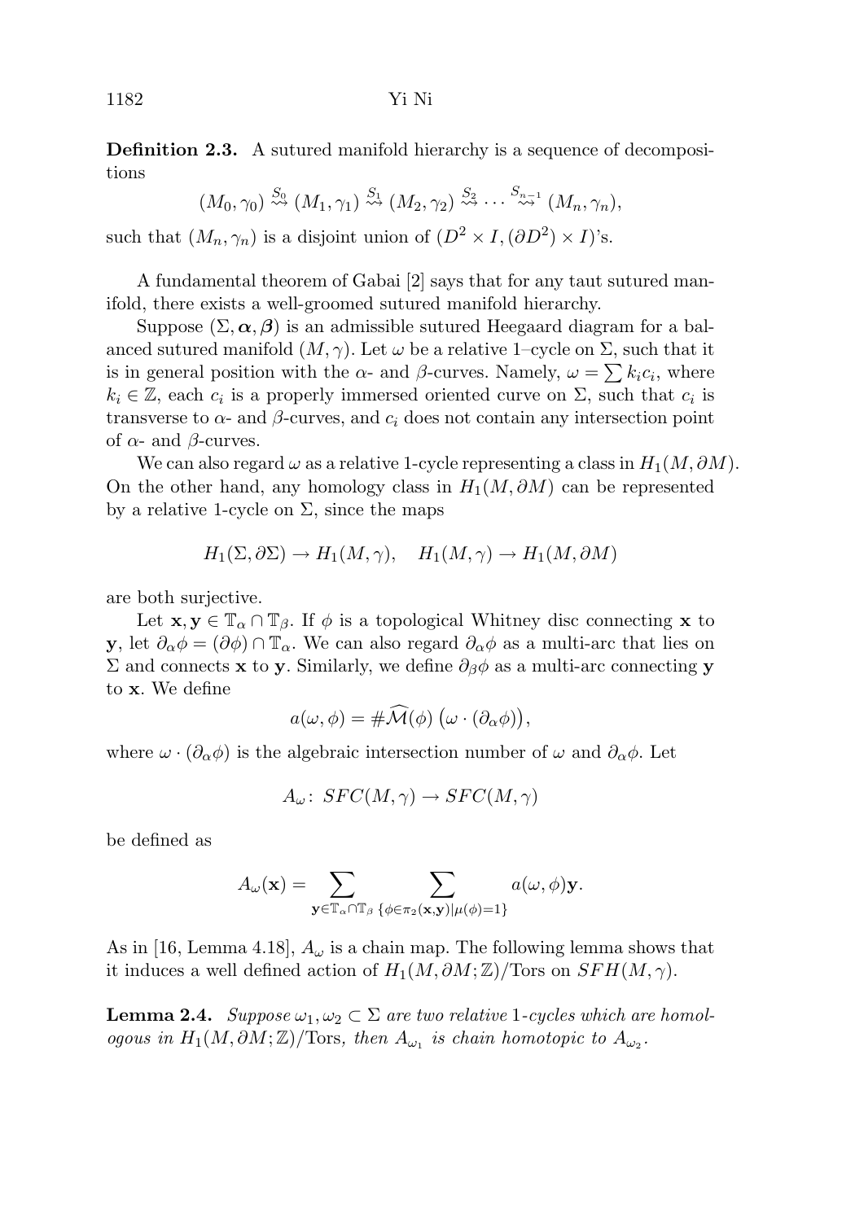**Definition 2.3.** A sutured manifold hierarchy is a sequence of decompositions

$$(M_0,\gamma_0) \overset{S_0}{\rightsquigarrow} (M_1,\gamma_1) \overset{S_1}{\rightsquigarrow} (M_2,\gamma_2) \overset{S_2}{\rightsquigarrow} \cdots \overset{S_{n-1}}{\rightsquigarrow} (M_n,\gamma_n),$$

such that $(M_n,\gamma_n)$ is a disjoint union of $(D^2\times I, (\partial D^2)\times I)$'s.

A fundamental theorem of Gabai [2] says that for any taut sutured manifold, there exists a well-groomed sutured manifold hierarchy.

Suppose $(\Sigma,\boldsymbol{\alpha},\boldsymbol{\beta})$ is an admissible sutured Heegaard diagram for a balanced sutured manifold $(M,\gamma)$. Let $\omega$ be a relative 1–cycle on $\Sigma$, such that it is in general position with the $\alpha$- and $\beta$-curves. Namely, $\omega=\sum k_ic_i$, where $k_i\in\mathbb{Z}$, each $c_i$ is a properly immersed oriented curve on $\Sigma$, such that $c_i$ is transverse to $\alpha$- and $\beta$-curves, and $c_i$ does not contain any intersection point of $\alpha$- and $\beta$-curves.

We can also regard $\omega$ as a relative 1-cycle representing a class in $H_1(M,\partial M)$. On the other hand, any homology class in $H_1(M,\partial M)$ can be represented by a relative 1-cycle on $\Sigma$, since the maps

$$H_1(\Sigma,\partial\Sigma)\to H_1(M,\gamma),\quad H_1(M,\gamma)\to H_1(M,\partial M)$$

are both surjective.

Let $\mathbf{x},\mathbf{y}\in\mathbb{T}_\alpha\cap\mathbb{T}_\beta$. If $\phi$ is a topological Whitney disc connecting $\mathbf{x}$ to $\mathbf{y}$, let $\partial_\alpha\phi=(\partial\phi)\cap\mathbb{T}_\alpha$. We can also regard $\partial_\alpha\phi$ as a multi-arc that lies on $\Sigma$ and connects $\mathbf{x}$ to $\mathbf{y}$. Similarly, we define $\partial_\beta\phi$ as a multi-arc connecting $\mathbf{y}$ to $\mathbf{x}$. We define

$$a(\omega,\phi)=\#\widehat{\mathcal{M}}(\phi)\,\big(\omega\cdot(\partial_\alpha\phi)\big),$$

where $\omega\cdot(\partial_\alpha\phi)$ is the algebraic intersection number of $\omega$ and $\partial_\alpha\phi$. Let

$$A_\omega\colon\ SFC(M,\gamma)\to SFC(M,\gamma)$$

be defined as

$$A_\omega(\mathbf{x})=\sum_{\mathbf{y}\in\mathbb{T}_\alpha\cap\mathbb{T}_\beta}\ \sum_{\{\phi\in\pi_2(\mathbf{x},\mathbf{y})|\mu(\phi)=1\}} a(\omega,\phi)\mathbf{y}.$$

As in [16, Lemma 4.18], $A_\omega$ is a chain map. The following lemma shows that it induces a well defined action of $H_1(M,\partial M;\mathbb{Z})/\mathrm{Tors}$ on $SFH(M,\gamma)$.

**Lemma 2.4.** *Suppose $\omega_1,\omega_2\subset\Sigma$ are two relative 1-cycles which are homologous in $H_1(M,\partial M;\mathbb{Z})/\mathrm{Tors}$, then $A_{\omega_1}$ is chain homotopic to $A_{\omega_2}$.*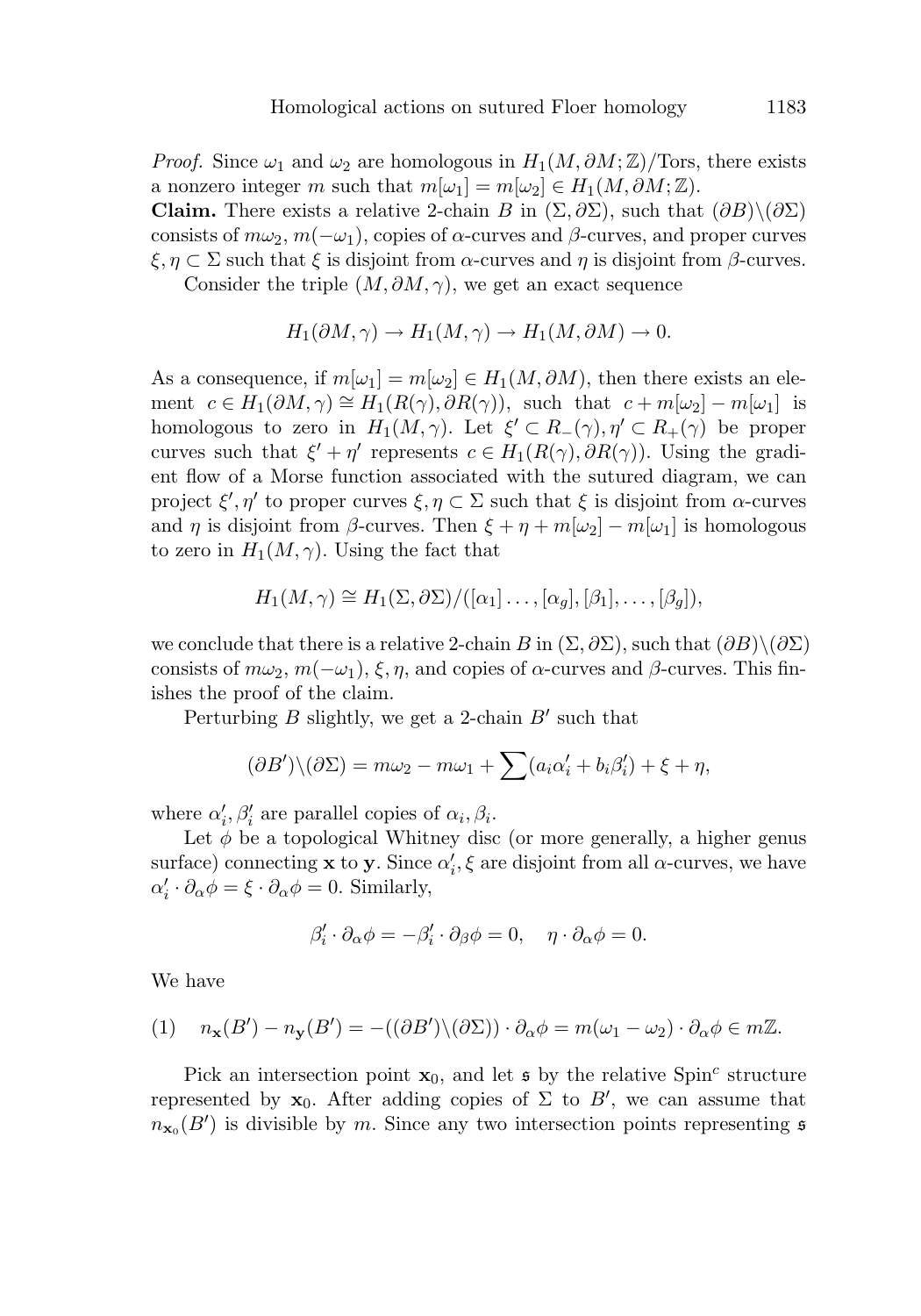*Proof.* Since $\omega_1$ and $\omega_2$ are homologous in $H_1(M, \partial M; \mathbb{Z})/\text{Tors}$, there exists a nonzero integer $m$ such that $m[\omega_1] = m[\omega_2] \in H_1(M, \partial M; \mathbb{Z})$.

**Claim.** There exists a relative 2-chain $B$ in $(\Sigma, \partial\Sigma)$, such that $(\partial B)\backslash(\partial\Sigma)$ consists of $m\omega_2$, $m(-\omega_1)$, copies of $\alpha$-curves and $\beta$-curves, and proper curves $\xi, \eta \subset \Sigma$ such that $\xi$ is disjoint from $\alpha$-curves and $\eta$ is disjoint from $\beta$-curves.

Consider the triple $(M, \partial M, \gamma)$, we get an exact sequence

$$H_1(\partial M, \gamma) \to H_1(M, \gamma) \to H_1(M, \partial M) \to 0.$$

As a consequence, if $m[\omega_1] = m[\omega_2] \in H_1(M, \partial M)$, then there exists an element $c \in H_1(\partial M, \gamma) \cong H_1(R(\gamma), \partial R(\gamma))$, such that $c + m[\omega_2] - m[\omega_1]$ is homologous to zero in $H_1(M, \gamma)$. Let $\xi' \subset R_-(\gamma), \eta' \subset R_+(\gamma)$ be proper curves such that $\xi' + \eta'$ represents $c \in H_1(R(\gamma), \partial R(\gamma))$. Using the gradient flow of a Morse function associated with the sutured diagram, we can project $\xi', \eta'$ to proper curves $\xi, \eta \subset \Sigma$ such that $\xi$ is disjoint from $\alpha$-curves and $\eta$ is disjoint from $\beta$-curves. Then $\xi + \eta + m[\omega_2] - m[\omega_1]$ is homologous to zero in $H_1(M, \gamma)$. Using the fact that

$$H_1(M, \gamma) \cong H_1(\Sigma, \partial\Sigma)/([\alpha_1] \ldots, [\alpha_g], [\beta_1], \ldots, [\beta_g]),$$

we conclude that there is a relative 2-chain $B$ in $(\Sigma, \partial\Sigma)$, such that $(\partial B)\backslash(\partial\Sigma)$ consists of $m\omega_2$, $m(-\omega_1)$, $\xi, \eta$, and copies of $\alpha$-curves and $\beta$-curves. This finishes the proof of the claim.

Perturbing $B$ slightly, we get a 2-chain $B'$ such that

$$(\partial B')\backslash(\partial\Sigma) = m\omega_2 - m\omega_1 + \sum(a_i\alpha_i' + b_i\beta_i') + \xi + \eta,$$

where $\alpha_i', \beta_i'$ are parallel copies of $\alpha_i, \beta_i$.

Let $\phi$ be a topological Whitney disc (or more generally, a higher genus surface) connecting $\mathbf{x}$ to $\mathbf{y}$. Since $\alpha_i', \xi$ are disjoint from all $\alpha$-curves, we have $\alpha_i' \cdot \partial_\alpha\phi = \xi \cdot \partial_\alpha\phi = 0$. Similarly,

$$\beta_i' \cdot \partial_\alpha\phi = -\beta_i' \cdot \partial_\beta\phi = 0, \quad \eta \cdot \partial_\alpha\phi = 0.$$

We have

$$(1) \quad n_{\mathbf{x}}(B') - n_{\mathbf{y}}(B') = -((\partial B')\backslash(\partial\Sigma)) \cdot \partial_\alpha\phi = m(\omega_1 - \omega_2) \cdot \partial_\alpha\phi \in m\mathbb{Z}.$$

Pick an intersection point $\mathbf{x}_0$, and let $\mathfrak{s}$ by the relative $\text{Spin}^c$ structure represented by $\mathbf{x}_0$. After adding copies of $\Sigma$ to $B'$, we can assume that $n_{\mathbf{x}_0}(B')$ is divisible by $m$. Since any two intersection points representing $\mathfrak{s}$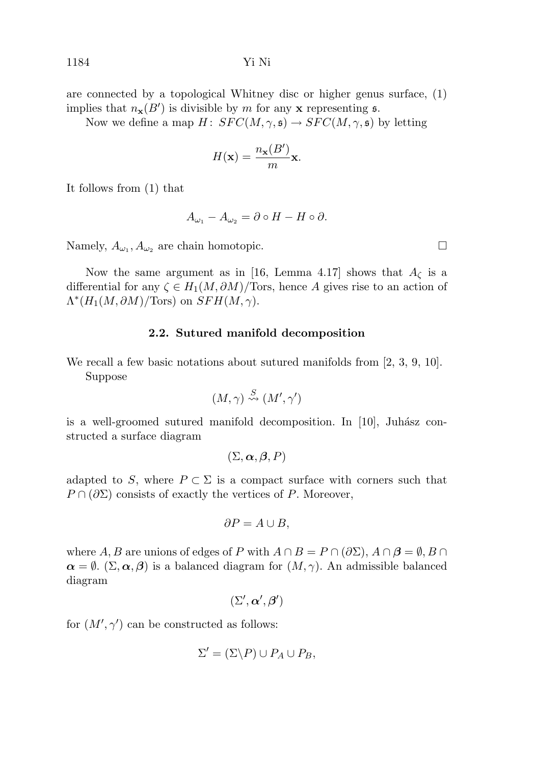are connected by a topological Whitney disc or higher genus surface, (1) implies that $n_{\mathbf{x}}(B')$ is divisible by $m$ for any $\mathbf{x}$ representing $\mathfrak{s}$.

Now we define a map $H\colon SFC(M,\gamma,\mathfrak{s}) \to SFC(M,\gamma,\mathfrak{s})$ by letting

$$H(\mathbf{x}) = \frac{n_{\mathbf{x}}(B')}{m}\mathbf{x}.$$

It follows from (1) that

$$A_{\omega_1} - A_{\omega_2} = \partial \circ H - H \circ \partial.$$

Namely, $A_{\omega_1}, A_{\omega_2}$ are chain homotopic. □

Now the same argument as in [16, Lemma 4.17] shows that $A_\zeta$ is a differential for any $\zeta \in H_1(M,\partial M)/\mathrm{Tors}$, hence $A$ gives rise to an action of $\Lambda^*(H_1(M,\partial M)/\mathrm{Tors})$ on $SFH(M,\gamma)$.

### 2.2. Sutured manifold decomposition

We recall a few basic notations about sutured manifolds from [2, 3, 9, 10].

Suppose

$$(M,\gamma) \stackrel{S}{\rightsquigarrow} (M',\gamma')$$

is a well-groomed sutured manifold decomposition. In [10], Juhász constructed a surface diagram

$$(\Sigma, \boldsymbol{\alpha}, \boldsymbol{\beta}, P)$$

adapted to $S$, where $P \subset \Sigma$ is a compact surface with corners such that $P \cap (\partial\Sigma)$ consists of exactly the vertices of $P$. Moreover,

$$\partial P = A \cup B,$$

where $A, B$ are unions of edges of $P$ with $A \cap B = P \cap (\partial\Sigma)$, $A \cap \boldsymbol{\beta} = \emptyset$, $B \cap \boldsymbol{\alpha} = \emptyset$. $(\Sigma, \boldsymbol{\alpha}, \boldsymbol{\beta})$ is a balanced diagram for $(M,\gamma)$. An admissible balanced diagram

$$(\Sigma', \boldsymbol{\alpha}', \boldsymbol{\beta}')$$

for $(M',\gamma')$ can be constructed as follows:

$$\Sigma' = (\Sigma \backslash P) \cup P_A \cup P_B,$$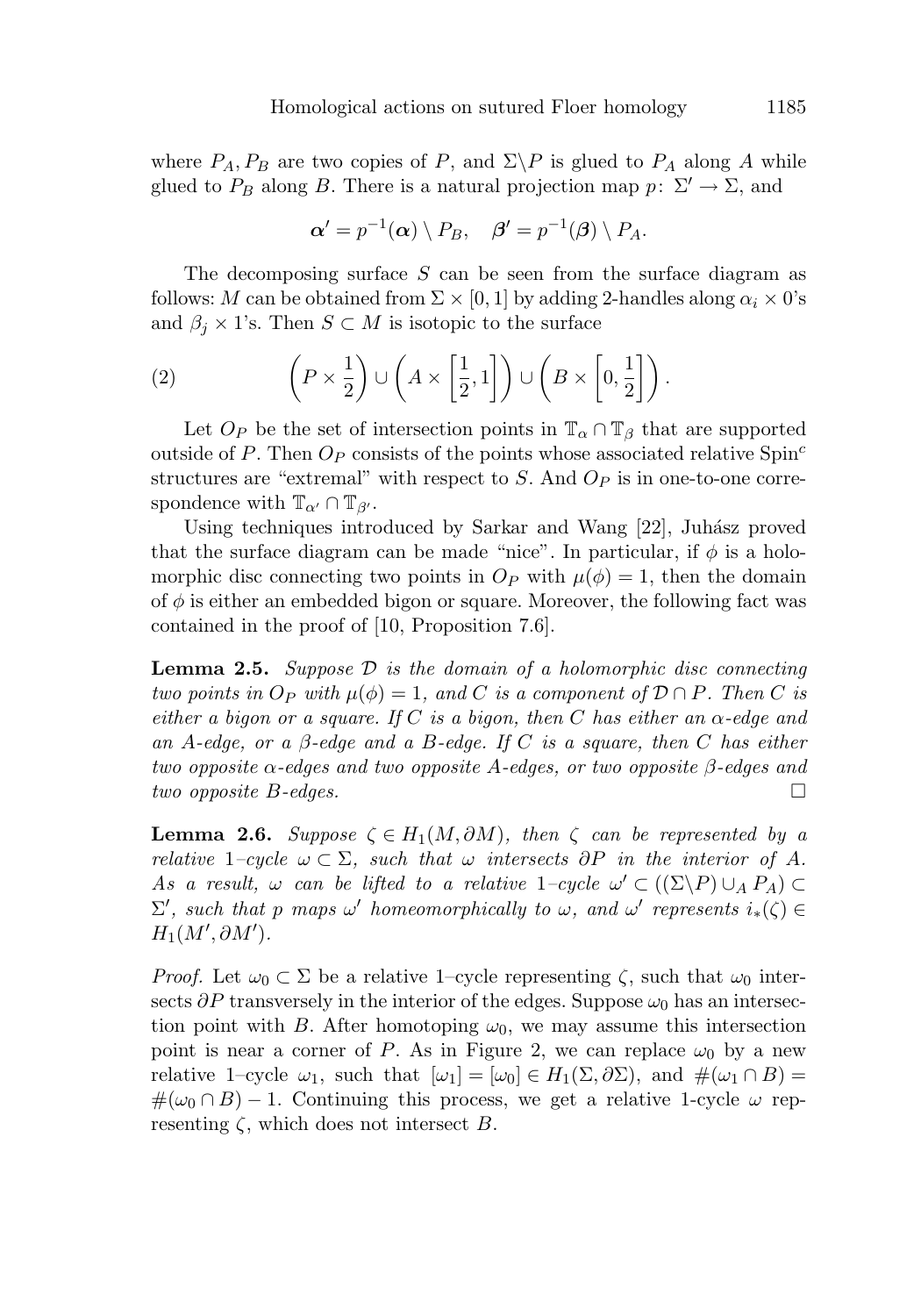where $P_A, P_B$ are two copies of $P$, and $\Sigma \backslash P$ is glued to $P_A$ along $A$ while glued to $P_B$ along $B$. There is a natural projection map $p \colon \Sigma' \to \Sigma$, and

$$\boldsymbol{\alpha}' = p^{-1}(\boldsymbol{\alpha}) \setminus P_B, \quad \boldsymbol{\beta}' = p^{-1}(\boldsymbol{\beta}) \setminus P_A.$$

The decomposing surface $S$ can be seen from the surface diagram as follows: $M$ can be obtained from $\Sigma \times [0,1]$ by adding 2-handles along $\alpha_i \times 0$'s and $\beta_j \times 1$'s. Then $S \subset M$ is isotopic to the surface

$$\left(P \times \frac{1}{2}\right) \cup \left(A \times \left[\frac{1}{2}, 1\right]\right) \cup \left(B \times \left[0, \frac{1}{2}\right]\right). \tag{2}$$

Let $O_P$ be the set of intersection points in $\mathbb{T}_\alpha \cap \mathbb{T}_\beta$ that are supported outside of $P$. Then $O_P$ consists of the points whose associated relative Spin$^c$ structures are "extremal" with respect to $S$. And $O_P$ is in one-to-one correspondence with $\mathbb{T}_{\alpha'} \cap \mathbb{T}_{\beta'}$.

Using techniques introduced by Sarkar and Wang [22], Juhász proved that the surface diagram can be made "nice". In particular, if $\phi$ is a holomorphic disc connecting two points in $O_P$ with $\mu(\phi) = 1$, then the domain of $\phi$ is either an embedded bigon or square. Moreover, the following fact was contained in the proof of [10, Proposition 7.6].

**Lemma 2.5.** *Suppose $\mathcal{D}$ is the domain of a holomorphic disc connecting two points in $O_P$ with $\mu(\phi) = 1$, and $C$ is a component of $\mathcal{D} \cap P$. Then $C$ is either a bigon or a square. If $C$ is a bigon, then $C$ has either an $\alpha$-edge and an $A$-edge, or a $\beta$-edge and a $B$-edge. If $C$ is a square, then $C$ has either two opposite $\alpha$-edges and two opposite $A$-edges, or two opposite $\beta$-edges and two opposite $B$-edges.* □

**Lemma 2.6.** *Suppose $\zeta \in H_1(M, \partial M)$, then $\zeta$ can be represented by a relative 1–cycle $\omega \subset \Sigma$, such that $\omega$ intersects $\partial P$ in the interior of $A$. As a result, $\omega$ can be lifted to a relative 1–cycle $\omega' \subset ((\Sigma \backslash P) \cup_A P_A) \subset \Sigma'$, such that $p$ maps $\omega'$ homeomorphically to $\omega$, and $\omega'$ represents $i_*(\zeta) \in H_1(M', \partial M')$.*

*Proof.* Let $\omega_0 \subset \Sigma$ be a relative 1–cycle representing $\zeta$, such that $\omega_0$ intersects $\partial P$ transversely in the interior of the edges. Suppose $\omega_0$ has an intersection point with $B$. After homotoping $\omega_0$, we may assume this intersection point is near a corner of $P$. As in Figure 2, we can replace $\omega_0$ by a new relative 1–cycle $\omega_1$, such that $[\omega_1] = [\omega_0] \in H_1(\Sigma, \partial\Sigma)$, and $\#(\omega_1 \cap B) = \#(\omega_0 \cap B) - 1$. Continuing this process, we get a relative 1-cycle $\omega$ representing $\zeta$, which does not intersect $B$.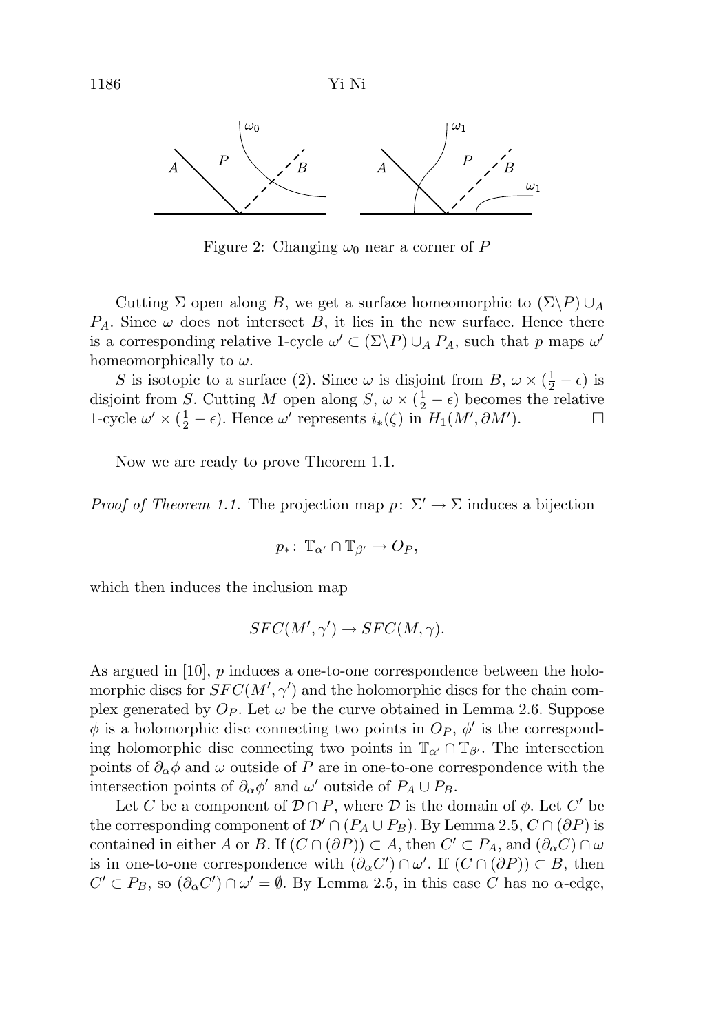Figure 2: Changing $\omega_0$ near a corner of $P$

Cutting $\Sigma$ open along $B$, we get a surface homeomorphic to $(\Sigma\backslash P)\cup_A P_A$. Since $\omega$ does not intersect $B$, it lies in the new surface. Hence there is a corresponding relative 1-cycle $\omega' \subset (\Sigma\backslash P)\cup_A P_A$, such that $p$ maps $\omega'$ homeomorphically to $\omega$.

$S$ is isotopic to a surface (2). Since $\omega$ is disjoint from $B$, $\omega\times(\frac{1}{2}-\epsilon)$ is disjoint from $S$. Cutting $M$ open along $S$, $\omega\times(\frac{1}{2}-\epsilon)$ becomes the relative 1-cycle $\omega'\times(\frac{1}{2}-\epsilon)$. Hence $\omega'$ represents $i_*(\zeta)$ in $H_1(M',\partial M')$. □

Now we are ready to prove Theorem 1.1.

*Proof of Theorem 1.1.* The projection map $p\colon\ \Sigma'\to\Sigma$ induces a bijection

$$p_*\colon\ \mathbb{T}_{\alpha'}\cap\mathbb{T}_{\beta'}\to O_P,$$

which then induces the inclusion map

$$SFC(M',\gamma')\to SFC(M,\gamma).$$

As argued in [10], $p$ induces a one-to-one correspondence between the holomorphic discs for $SFC(M',\gamma')$ and the holomorphic discs for the chain complex generated by $O_P$. Let $\omega$ be the curve obtained in Lemma 2.6. Suppose $\phi$ is a holomorphic disc connecting two points in $O_P$, $\phi'$ is the corresponding holomorphic disc connecting two points in $\mathbb{T}_{\alpha'}\cap\mathbb{T}_{\beta'}$. The intersection points of $\partial_\alpha\phi$ and $\omega$ outside of $P$ are in one-to-one correspondence with the intersection points of $\partial_\alpha\phi'$ and $\omega'$ outside of $P_A\cup P_B$.

Let $C$ be a component of $\mathcal{D}\cap P$, where $\mathcal{D}$ is the domain of $\phi$. Let $C'$ be the corresponding component of $\mathcal{D}'\cap(P_A\cup P_B)$. By Lemma 2.5, $C\cap(\partial P)$ is contained in either $A$ or $B$. If $(C\cap(\partial P))\subset A$, then $C'\subset P_A$, and $(\partial_\alpha C)\cap\omega$ is in one-to-one correspondence with $(\partial_\alpha C')\cap\omega'$. If $(C\cap(\partial P))\subset B$, then $C'\subset P_B$, so $(\partial_\alpha C')\cap\omega'=\emptyset$. By Lemma 2.5, in this case $C$ has no $\alpha$-edge,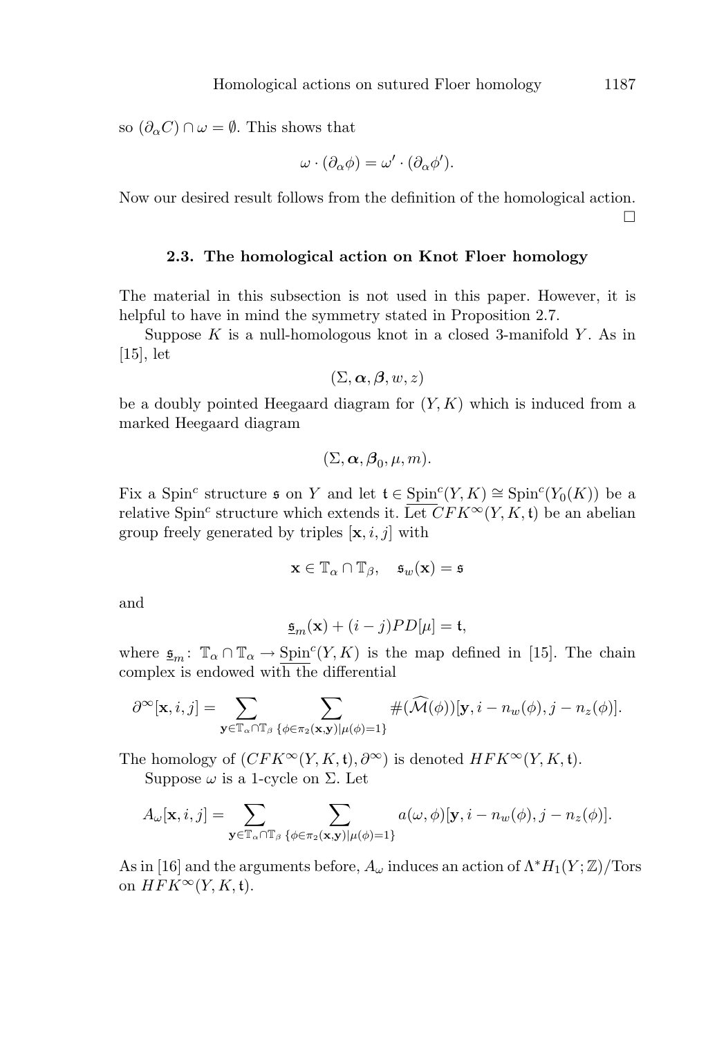so $(\partial_\alpha C) \cap \omega = \emptyset$. This shows that

$$\omega \cdot (\partial_\alpha \phi) = \omega' \cdot (\partial_\alpha \phi').$$

Now our desired result follows from the definition of the homological action. $\square$

### 2.3. The homological action on Knot Floer homology

The material in this subsection is not used in this paper. However, it is helpful to have in mind the symmetry stated in Proposition 2.7.

Suppose $K$ is a null-homologous knot in a closed 3-manifold $Y$. As in [15], let

$$(\Sigma, \boldsymbol{\alpha}, \boldsymbol{\beta}, w, z)$$

be a doubly pointed Heegaard diagram for $(Y, K)$ which is induced from a marked Heegaard diagram

$$(\Sigma, \boldsymbol{\alpha}, \boldsymbol{\beta}_0, \mu, m).$$

Fix a Spin$^c$ structure $\mathfrak{s}$ on $Y$ and let $\mathfrak{t} \in \underline{\mathrm{Spin}}^c(Y, K) \cong \mathrm{Spin}^c(Y_0(K))$ be a relative Spin$^c$ structure which extends it. Let $CFK^\infty(Y, K, \mathfrak{t})$ be an abelian group freely generated by triples $[\mathbf{x}, i, j]$ with

$$\mathbf{x} \in \mathbb{T}_\alpha \cap \mathbb{T}_\beta, \quad \mathfrak{s}_w(\mathbf{x}) = \mathfrak{s}$$

and

$$\underline{\mathfrak{s}}_m(\mathbf{x}) + (i - j) PD[\mu] = \mathfrak{t},$$

where $\underline{\mathfrak{s}}_m \colon \mathbb{T}_\alpha \cap \mathbb{T}_\alpha \to \underline{\mathrm{Spin}}^c(Y, K)$ is the map defined in [15]. The chain complex is endowed with the differential

$$\partial^\infty [\mathbf{x}, i, j] = \sum_{\mathbf{y} \in \mathbb{T}_\alpha \cap \mathbb{T}_\beta} \sum_{\{\phi \in \pi_2(\mathbf{x}, \mathbf{y}) | \mu(\phi) = 1\}} \#(\widehat{\mathcal{M}}(\phi)) [\mathbf{y}, i - n_w(\phi), j - n_z(\phi)].$$

The homology of $(CFK^\infty(Y, K, \mathfrak{t}), \partial^\infty)$ is denoted $HFK^\infty(Y, K, \mathfrak{t})$.

Suppose $\omega$ is a 1-cycle on $\Sigma$. Let

$$A_\omega [\mathbf{x}, i, j] = \sum_{\mathbf{y} \in \mathbb{T}_\alpha \cap \mathbb{T}_\beta} \sum_{\{\phi \in \pi_2(\mathbf{x}, \mathbf{y}) | \mu(\phi) = 1\}} a(\omega, \phi) [\mathbf{y}, i - n_w(\phi), j - n_z(\phi)].$$

As in [16] and the arguments before, $A_\omega$ induces an action of $\Lambda^* H_1(Y; \mathbb{Z})/\mathrm{Tors}$ on $HFK^\infty(Y, K, \mathfrak{t})$.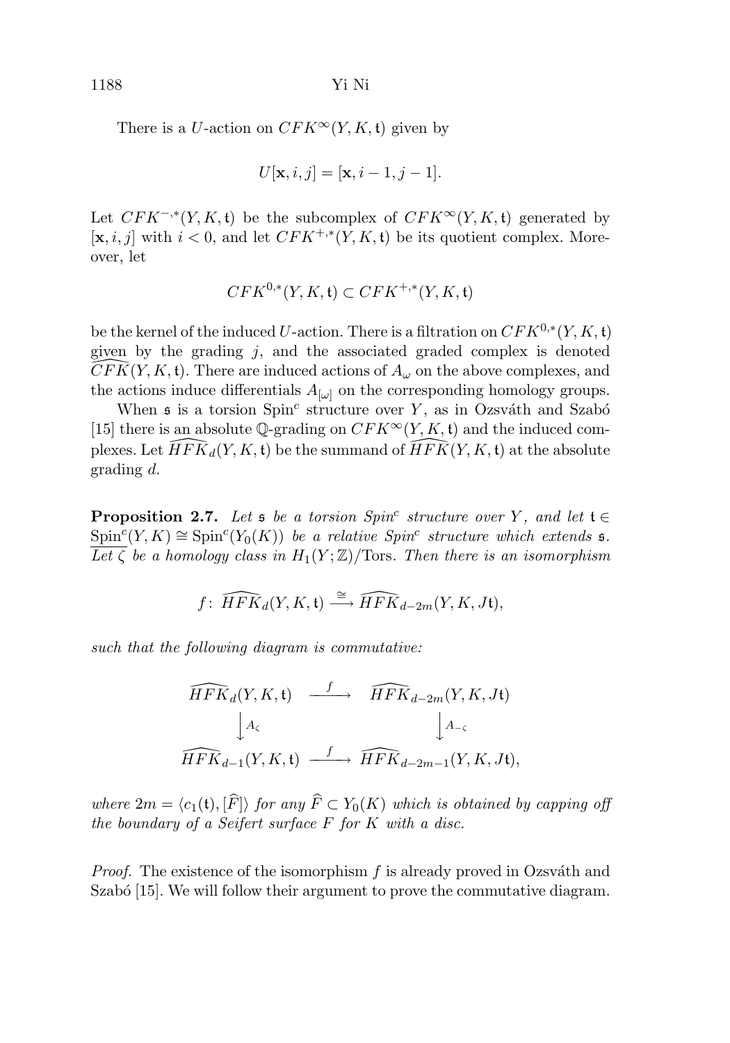There is a $U$-action on $CFK^\infty(Y,K,\mathfrak{t})$ given by

$$U[\mathbf{x},i,j]=[\mathbf{x},i-1,j-1].$$

Let $CFK^{-,*}(Y,K,\mathfrak{t})$ be the subcomplex of $CFK^\infty(Y,K,\mathfrak{t})$ generated by $[\mathbf{x},i,j]$ with $i<0$, and let $CFK^{+,*}(Y,K,\mathfrak{t})$ be its quotient complex. Moreover, let

$$CFK^{0,*}(Y,K,\mathfrak{t})\subset CFK^{+,*}(Y,K,\mathfrak{t})$$

be the kernel of the induced $U$-action. There is a filtration on $CFK^{0,*}(Y,K,\mathfrak{t})$ given by the grading $j$, and the associated graded complex is denoted $\widehat{CFK}(Y,K,\mathfrak{t})$. There are induced actions of $A_\omega$ on the above complexes, and the actions induce differentials $A_{[\omega]}$ on the corresponding homology groups.

When $\mathfrak{s}$ is a torsion Spin$^c$ structure over $Y$, as in Ozsváth and Szabó [15] there is an absolute $\mathbb{Q}$-grading on $CFK^\infty(Y,K,\mathfrak{t})$ and the induced complexes. Let $\widehat{HFK}_d(Y,K,\mathfrak{t})$ be the summand of $\widehat{HFK}(Y,K,\mathfrak{t})$ at the absolute grading $d$.

**Proposition 2.7.** *Let $\mathfrak{s}$ be a torsion Spin$^c$ structure over $Y$, and let $\mathfrak{t}\in\underline{\mathrm{Spin}}^c(Y,K)\cong\mathrm{Spin}^c(Y_0(K))$ be a relative Spin$^c$ structure which extends $\mathfrak{s}$. Let $\zeta$ be a homology class in $H_1(Y;\mathbb{Z})/\mathrm{Tors}$. Then there is an isomorphism*

$$f\colon\ \widehat{HFK}_d(Y,K,\mathfrak{t})\xrightarrow{\cong}\widehat{HFK}_{d-2m}(Y,K,J\mathfrak{t}),$$

*such that the following diagram is commutative:*

$$\begin{array}{ccc}
\widehat{HFK}_d(Y,K,\mathfrak{t}) & \xrightarrow{\ f\ } & \widehat{HFK}_{d-2m}(Y,K,J\mathfrak{t})\\
\Big\downarrow{\scriptstyle A_\zeta} & & \Big\downarrow{\scriptstyle A_{-\zeta}}\\
\widehat{HFK}_{d-1}(Y,K,\mathfrak{t}) & \xrightarrow{\ f\ } & \widehat{HFK}_{d-2m-1}(Y,K,J\mathfrak{t}),
\end{array}$$

*where $2m=\langle c_1(\mathfrak{t}),[\widehat{F}]\rangle$ for any $\widehat{F}\subset Y_0(K)$ which is obtained by capping off the boundary of a Seifert surface $F$ for $K$ with a disc.*

*Proof.* The existence of the isomorphism $f$ is already proved in Ozsváth and Szabó [15]. We will follow their argument to prove the commutative diagram.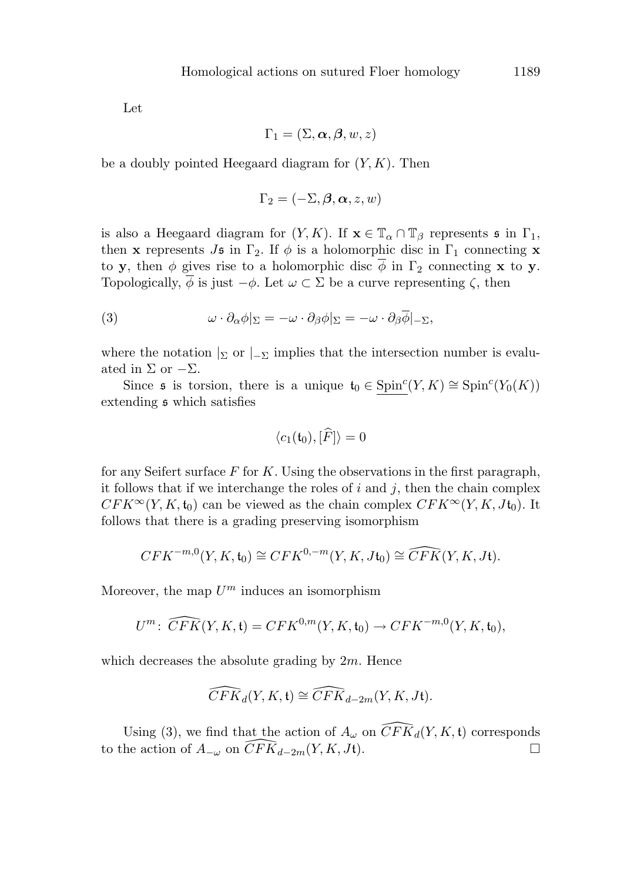Let

$$\Gamma_1 = (\Sigma, \boldsymbol{\alpha}, \boldsymbol{\beta}, w, z)$$

be a doubly pointed Heegaard diagram for $(Y, K)$. Then

$$\Gamma_2 = (-\Sigma, \boldsymbol{\beta}, \boldsymbol{\alpha}, z, w)$$

is also a Heegaard diagram for $(Y, K)$. If $\mathbf{x} \in \mathbb{T}_\alpha \cap \mathbb{T}_\beta$ represents $\mathfrak{s}$ in $\Gamma_1$, then $\mathbf{x}$ represents $J\mathfrak{s}$ in $\Gamma_2$. If $\phi$ is a holomorphic disc in $\Gamma_1$ connecting $\mathbf{x}$ to $\mathbf{y}$, then $\phi$ gives rise to a holomorphic disc $\overline{\phi}$ in $\Gamma_2$ connecting $\mathbf{x}$ to $\mathbf{y}$. Topologically, $\overline{\phi}$ is just $-\phi$. Let $\omega \subset \Sigma$ be a curve representing $\zeta$, then

$$\omega \cdot \partial_\alpha \phi|_\Sigma = -\omega \cdot \partial_\beta \phi|_\Sigma = -\omega \cdot \partial_\beta \overline{\phi}|_{-\Sigma}, \tag{3}$$

where the notation $|_\Sigma$ or $|_{-\Sigma}$ implies that the intersection number is evaluated in $\Sigma$ or $-\Sigma$.

Since $\mathfrak{s}$ is torsion, there is a unique $\mathfrak{t}_0 \in \underline{\mathrm{Spin}^c}(Y, K) \cong \mathrm{Spin}^c(Y_0(K))$ extending $\mathfrak{s}$ which satisfies

$$\langle c_1(\mathfrak{t}_0), [\widehat{F}] \rangle = 0$$

for any Seifert surface $F$ for $K$. Using the observations in the first paragraph, it follows that if we interchange the roles of $i$ and $j$, then the chain complex $CFK^\infty(Y, K, \mathfrak{t}_0)$ can be viewed as the chain complex $CFK^\infty(Y, K, J\mathfrak{t}_0)$. It follows that there is a grading preserving isomorphism

$$CFK^{-m,0}(Y, K, \mathfrak{t}_0) \cong CFK^{0,-m}(Y, K, J\mathfrak{t}_0) \cong \widehat{CFK}(Y, K, J\mathfrak{t}).$$

Moreover, the map $U^m$ induces an isomorphism

$$U^m \colon \widehat{CFK}(Y, K, \mathfrak{t}) = CFK^{0,m}(Y, K, \mathfrak{t}_0) \to CFK^{-m,0}(Y, K, \mathfrak{t}_0),$$

which decreases the absolute grading by $2m$. Hence

$$\widehat{CFK}_d(Y, K, \mathfrak{t}) \cong \widehat{CFK}_{d-2m}(Y, K, J\mathfrak{t}).$$

Using (3), we find that the action of $A_\omega$ on $\widehat{CFK}_d(Y, K, \mathfrak{t})$ corresponds to the action of $A_{-\omega}$ on $\widehat{CFK}_{d-2m}(Y, K, J\mathfrak{t})$. □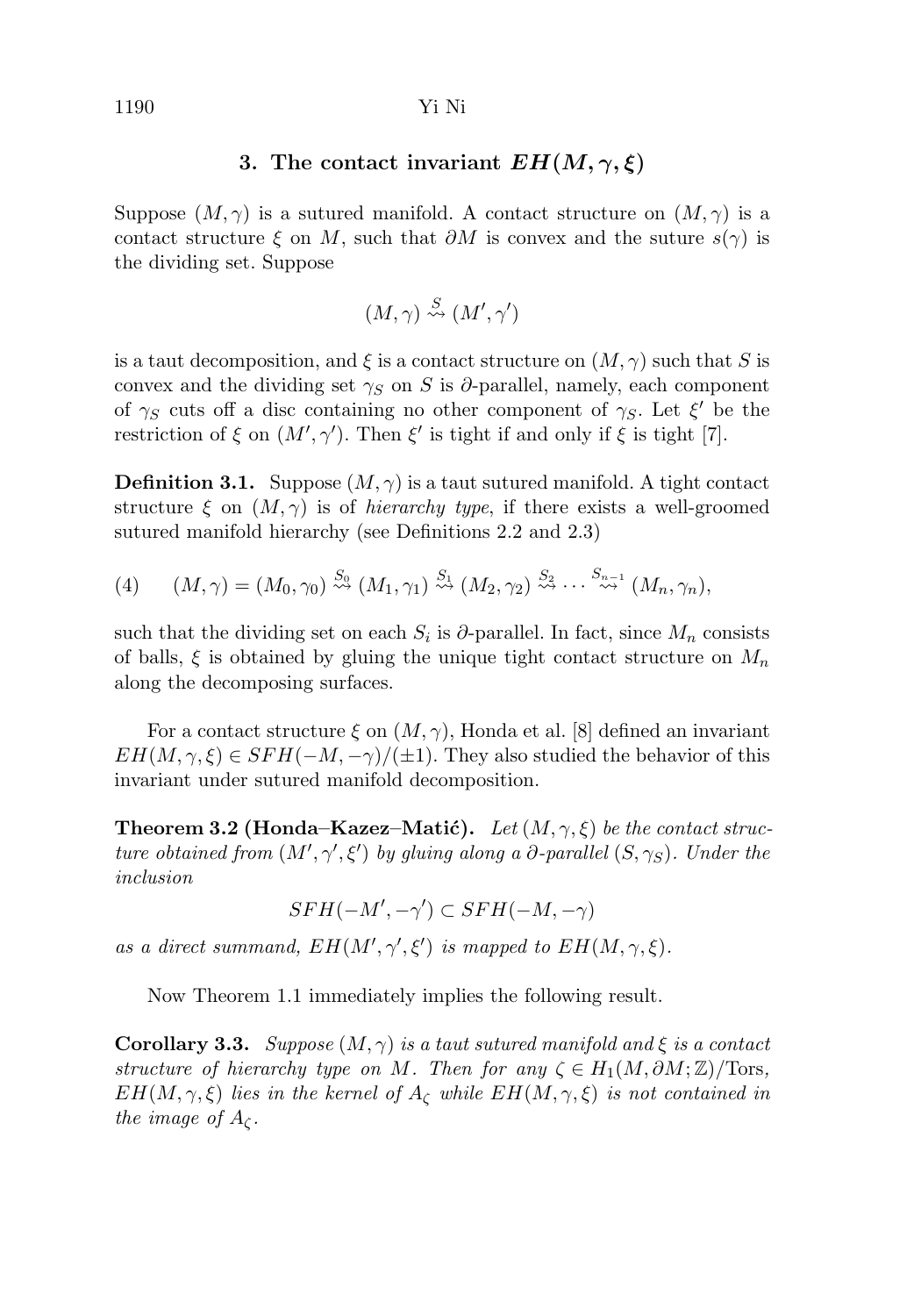## 3. The contact invariant $EH(M,\gamma,\xi)$

Suppose $(M,\gamma)$ is a sutured manifold. A contact structure on $(M,\gamma)$ is a contact structure $\xi$ on $M$, such that $\partial M$ is convex and the suture $s(\gamma)$ is the dividing set. Suppose

$$(M,\gamma) \overset{S}{\rightsquigarrow} (M',\gamma')$$

is a taut decomposition, and $\xi$ is a contact structure on $(M,\gamma)$ such that $S$ is convex and the dividing set $\gamma_S$ on $S$ is $\partial$-parallel, namely, each component of $\gamma_S$ cuts off a disc containing no other component of $\gamma_S$. Let $\xi'$ be the restriction of $\xi$ on $(M',\gamma')$. Then $\xi'$ is tight if and only if $\xi$ is tight [7].

**Definition 3.1.** Suppose $(M,\gamma)$ is a taut sutured manifold. A tight contact structure $\xi$ on $(M,\gamma)$ is of *hierarchy type*, if there exists a well-groomed sutured manifold hierarchy (see Definitions 2.2 and 2.3)

$$(4) \qquad (M,\gamma) = (M_0,\gamma_0) \overset{S_0}{\rightsquigarrow} (M_1,\gamma_1) \overset{S_1}{\rightsquigarrow} (M_2,\gamma_2) \overset{S_2}{\rightsquigarrow} \cdots \overset{S_{n-1}}{\rightsquigarrow} (M_n,\gamma_n),$$

such that the dividing set on each $S_i$ is $\partial$-parallel. In fact, since $M_n$ consists of balls, $\xi$ is obtained by gluing the unique tight contact structure on $M_n$ along the decomposing surfaces.

For a contact structure $\xi$ on $(M,\gamma)$, Honda et al. [8] defined an invariant $EH(M,\gamma,\xi) \in SFH(-M,-\gamma)/(\pm 1)$. They also studied the behavior of this invariant under sutured manifold decomposition.

**Theorem 3.2 (Honda–Kazez–Matić).** *Let $(M,\gamma,\xi)$ be the contact structure obtained from $(M',\gamma',\xi')$ by gluing along a $\partial$-parallel $(S,\gamma_S)$. Under the inclusion*

$$SFH(-M',-\gamma') \subset SFH(-M,-\gamma)$$

*as a direct summand, $EH(M',\gamma',\xi')$ is mapped to $EH(M,\gamma,\xi)$.*

Now Theorem 1.1 immediately implies the following result.

**Corollary 3.3.** *Suppose $(M,\gamma)$ is a taut sutured manifold and $\xi$ is a contact structure of hierarchy type on $M$. Then for any $\zeta \in H_1(M,\partial M;\mathbb{Z})/\mathrm{Tors}$, $EH(M,\gamma,\xi)$ lies in the kernel of $A_\zeta$ while $EH(M,\gamma,\xi)$ is not contained in the image of $A_\zeta$.*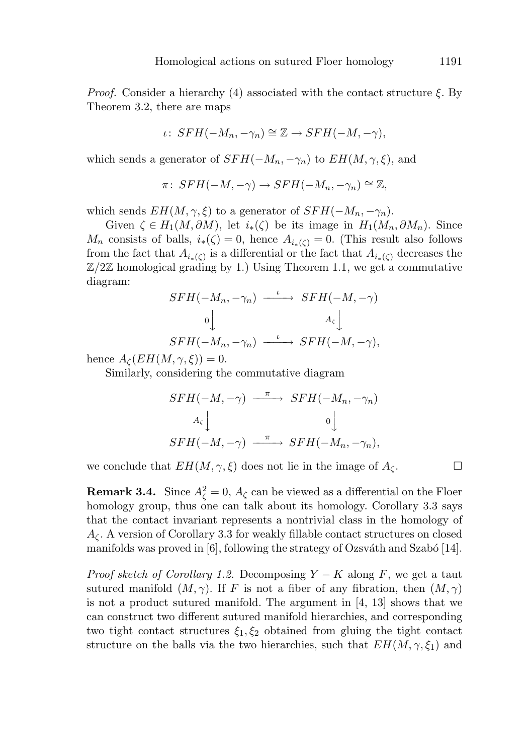*Proof.* Consider a hierarchy (4) associated with the contact structure $\xi$. By Theorem 3.2, there are maps

$$\iota\colon\ SFH(-M_n,-\gamma_n)\cong\mathbb{Z}\to SFH(-M,-\gamma),$$

which sends a generator of $SFH(-M_n,-\gamma_n)$ to $EH(M,\gamma,\xi)$, and

$$\pi\colon\ SFH(-M,-\gamma)\to SFH(-M_n,-\gamma_n)\cong\mathbb{Z},$$

which sends $EH(M,\gamma,\xi)$ to a generator of $SFH(-M_n,-\gamma_n)$.

Given $\zeta\in H_1(M,\partial M)$, let $i_*(\zeta)$ be its image in $H_1(M_n,\partial M_n)$. Since $M_n$ consists of balls, $i_*(\zeta)=0$, hence $A_{i_*(\zeta)}=0$. (This result also follows from the fact that $A_{i_*(\zeta)}$ is a differential or the fact that $A_{i_*(\zeta)}$ decreases the $\mathbb{Z}/2\mathbb{Z}$ homological grading by 1.) Using Theorem 1.1, we get a commutative diagram:

$$\begin{array}{ccc}
SFH(-M_n,-\gamma_n) & \xrightarrow{\ \iota\ } & SFH(-M,-\gamma) \\
{\scriptstyle 0}\big\downarrow & & {\scriptstyle A_\zeta}\big\downarrow \\
SFH(-M_n,-\gamma_n) & \xrightarrow{\ \iota\ } & SFH(-M,-\gamma),
\end{array}$$

hence $A_\zeta(EH(M,\gamma,\xi))=0$.

Similarly, considering the commutative diagram

$$\begin{array}{ccc}
SFH(-M,-\gamma) & \xrightarrow{\ \pi\ } & SFH(-M_n,-\gamma_n) \\
{\scriptstyle A_\zeta}\big\downarrow & & {\scriptstyle 0}\big\downarrow \\
SFH(-M,-\gamma) & \xrightarrow{\ \pi\ } & SFH(-M_n,-\gamma_n),
\end{array}$$

we conclude that $EH(M,\gamma,\xi)$ does not lie in the image of $A_\zeta$. $\square$

**Remark 3.4.** Since $A_\zeta^2=0$, $A_\zeta$ can be viewed as a differential on the Floer homology group, thus one can talk about its homology. Corollary 3.3 says that the contact invariant represents a nontrivial class in the homology of $A_\zeta$. A version of Corollary 3.3 for weakly fillable contact structures on closed manifolds was proved in [6], following the strategy of Ozsváth and Szabó [14].

*Proof sketch of Corollary 1.2.* Decomposing $Y-K$ along $F$, we get a taut sutured manifold $(M,\gamma)$. If $F$ is not a fiber of any fibration, then $(M,\gamma)$ is not a product sutured manifold. The argument in [4, 13] shows that we can construct two different sutured manifold hierarchies, and corresponding two tight contact structures $\xi_1,\xi_2$ obtained from gluing the tight contact structure on the balls via the two hierarchies, such that $EH(M,\gamma,\xi_1)$ and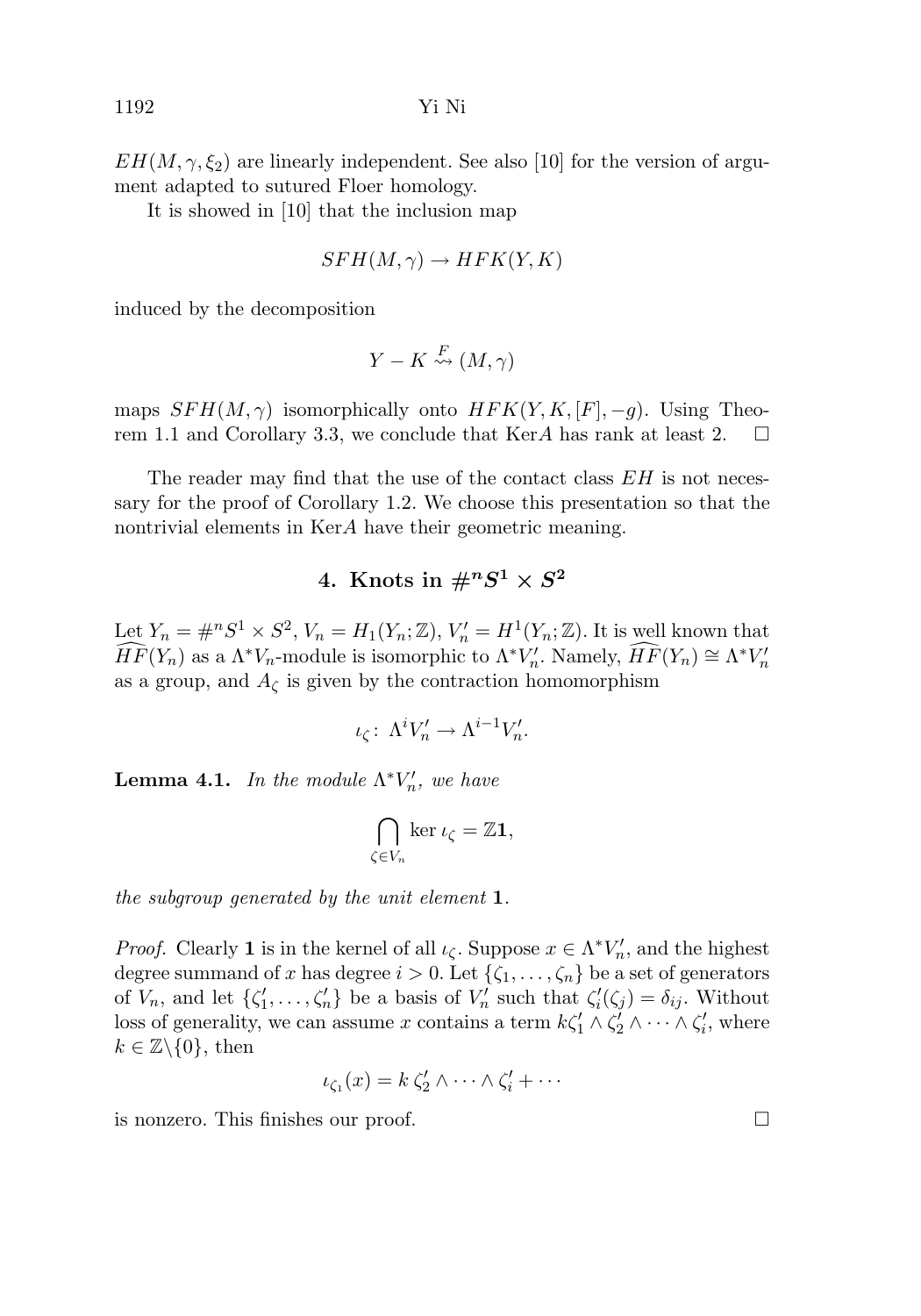$EH(M, \gamma, \xi_2)$ are linearly independent. See also [10] for the version of argument adapted to sutured Floer homology.

It is showed in [10] that the inclusion map

$$SFH(M, \gamma) \to HFK(Y, K)$$

induced by the decomposition

$$Y - K \overset{F}{\rightsquigarrow} (M, \gamma)$$

maps $SFH(M, \gamma)$ isomorphically onto $HFK(Y, K, [F], -g)$. Using Theorem 1.1 and Corollary 3.3, we conclude that Ker$A$ has rank at least 2. $\square$

The reader may find that the use of the contact class $EH$ is not necessary for the proof of Corollary 1.2. We choose this presentation so that the nontrivial elements in Ker$A$ have their geometric meaning.

## 4. Knots in $\#^n S^1 \times S^2$

Let $Y_n = \#^n S^1 \times S^2$, $V_n = H_1(Y_n; \mathbb{Z})$, $V'_n = H^1(Y_n; \mathbb{Z})$. It is well known that $\widehat{HF}(Y_n)$ as a $\Lambda^* V_n$-module is isomorphic to $\Lambda^* V'_n$. Namely, $\widehat{HF}(Y_n) \cong \Lambda^* V'_n$ as a group, and $A_\zeta$ is given by the contraction homomorphism

$$\iota_\zeta \colon \Lambda^i V'_n \to \Lambda^{i-1} V'_n.$$

**Lemma 4.1.** *In the module $\Lambda^* V'_n$, we have*

$$\bigcap_{\zeta \in V_n} \ker \iota_\zeta = \mathbb{Z}\mathbf{1},$$

*the subgroup generated by the unit element $\mathbf{1}$.*

*Proof.* Clearly $\mathbf{1}$ is in the kernel of all $\iota_\zeta$. Suppose $x \in \Lambda^* V'_n$, and the highest degree summand of $x$ has degree $i > 0$. Let $\{\zeta_1, \dots, \zeta_n\}$ be a set of generators of $V_n$, and let $\{\zeta'_1, \dots, \zeta'_n\}$ be a basis of $V'_n$ such that $\zeta'_i(\zeta_j) = \delta_{ij}$. Without loss of generality, we can assume $x$ contains a term $k\zeta'_1 \wedge \zeta'_2 \wedge \dots \wedge \zeta'_i$, where $k \in \mathbb{Z} \backslash \{0\}$, then

$$\iota_{\zeta_1}(x) = k\, \zeta'_2 \wedge \dots \wedge \zeta'_i + \cdots$$

is nonzero. This finishes our proof. $\square$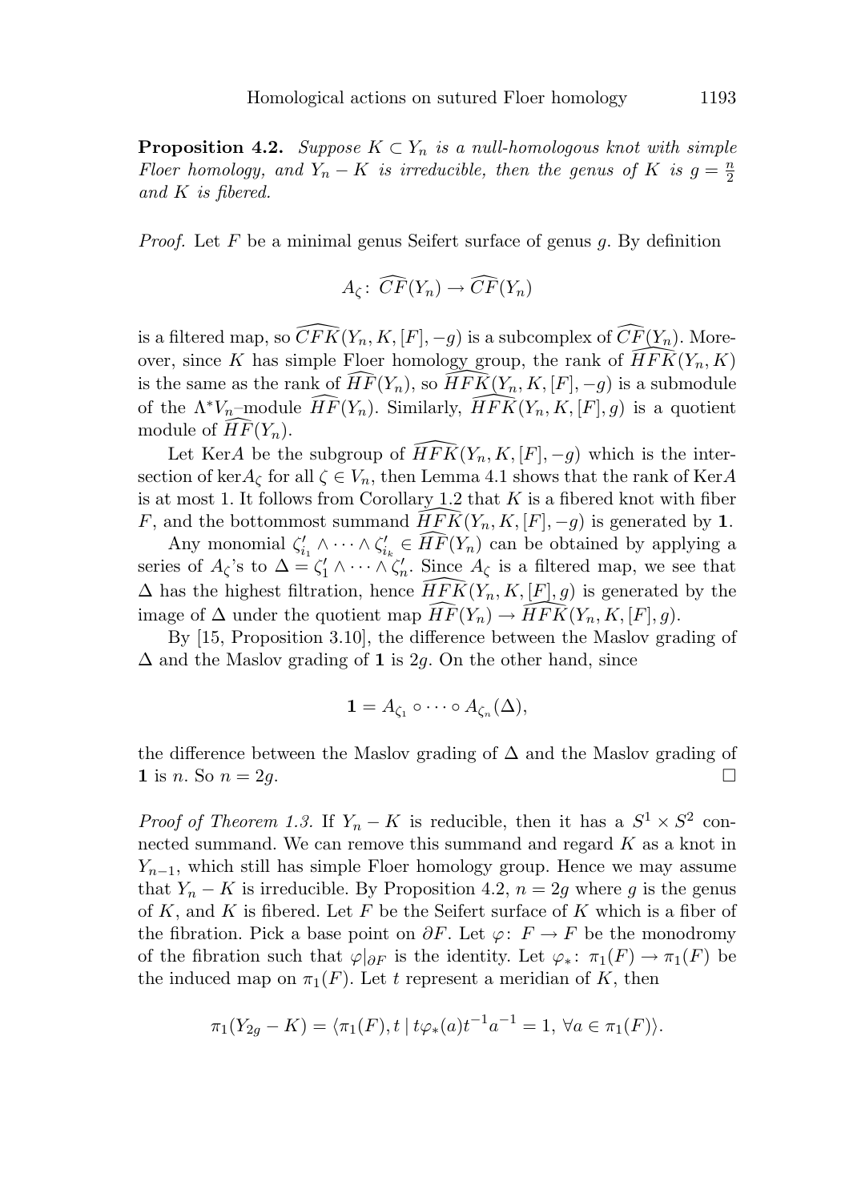**Proposition 4.2.** *Suppose $K \subset Y_n$ is a null-homologous knot with simple Floer homology, and $Y_n - K$ is irreducible, then the genus of $K$ is $g = \frac{n}{2}$ and $K$ is fibered.*

*Proof.* Let $F$ be a minimal genus Seifert surface of genus $g$. By definition

$$A_\zeta \colon \widehat{CF}(Y_n) \to \widehat{CF}(Y_n)$$

is a filtered map, so $\widehat{CFK}(Y_n, K, [F], -g)$ is a subcomplex of $\widehat{CF}(Y_n)$. Moreover, since $K$ has simple Floer homology group, the rank of $\widehat{HFK}(Y_n, K)$ is the same as the rank of $\widehat{HF}(Y_n)$, so $\widehat{HFK}(Y_n, K, [F], -g)$ is a submodule of the $\Lambda^* V_n$–module $\widehat{HF}(Y_n)$. Similarly, $\widehat{HFK}(Y_n, K, [F], g)$ is a quotient module of $\widehat{HF}(Y_n)$.

Let Ker$A$ be the subgroup of $\widehat{HFK}(Y_n, K, [F], -g)$ which is the intersection of $\ker A_\zeta$ for all $\zeta \in V_n$, then Lemma 4.1 shows that the rank of Ker$A$ is at most 1. It follows from Corollary 1.2 that $K$ is a fibered knot with fiber $F$, and the bottommost summand $\widehat{HFK}(Y_n, K, [F], -g)$ is generated by $\mathbf{1}$.

Any monomial $\zeta'_{i_1} \wedge \cdots \wedge \zeta'_{i_k} \in \widehat{HF}(Y_n)$ can be obtained by applying a series of $A_\zeta$'s to $\Delta = \zeta'_1 \wedge \cdots \wedge \zeta'_n$. Since $A_\zeta$ is a filtered map, we see that $\Delta$ has the highest filtration, hence $\widehat{HFK}(Y_n, K, [F], g)$ is generated by the image of $\Delta$ under the quotient map $\widehat{HF}(Y_n) \to \widehat{HFK}(Y_n, K, [F], g)$.

By [15, Proposition 3.10], the difference between the Maslov grading of $\Delta$ and the Maslov grading of $\mathbf{1}$ is $2g$. On the other hand, since

$$\mathbf{1} = A_{\zeta_1} \circ \cdots \circ A_{\zeta_n}(\Delta),$$

the difference between the Maslov grading of $\Delta$ and the Maslov grading of $\mathbf{1}$ is $n$. So $n = 2g$. $\square$

*Proof of Theorem 1.3.* If $Y_n - K$ is reducible, then it has a $S^1 \times S^2$ connected summand. We can remove this summand and regard $K$ as a knot in $Y_{n-1}$, which still has simple Floer homology group. Hence we may assume that $Y_n - K$ is irreducible. By Proposition 4.2, $n = 2g$ where $g$ is the genus of $K$, and $K$ is fibered. Let $F$ be the Seifert surface of $K$ which is a fiber of the fibration. Pick a base point on $\partial F$. Let $\varphi \colon F \to F$ be the monodromy of the fibration such that $\varphi|_{\partial F}$ is the identity. Let $\varphi_* \colon \pi_1(F) \to \pi_1(F)$ be the induced map on $\pi_1(F)$. Let $t$ represent a meridian of $K$, then

$$\pi_1(Y_{2g} - K) = \langle \pi_1(F), t \mid t\varphi_*(a)t^{-1}a^{-1} = 1,\ \forall a \in \pi_1(F) \rangle.$$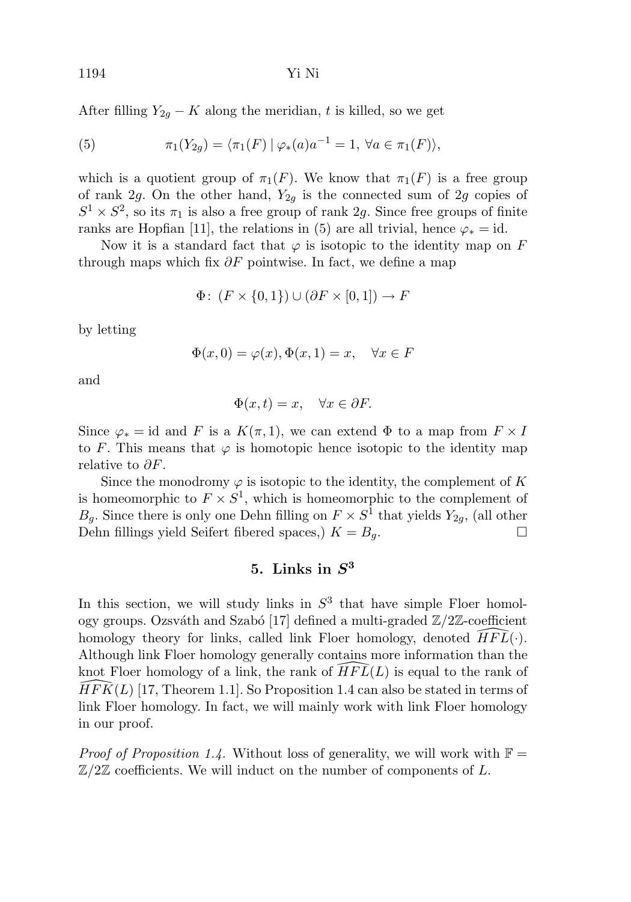After filling $Y_{2g} - K$ along the meridian, $t$ is killed, so we get

$$\pi_1(Y_{2g}) = \langle \pi_1(F) \mid \varphi_*(a)a^{-1} = 1, \ \forall a \in \pi_1(F) \rangle, \tag{5}$$

which is a quotient group of $\pi_1(F)$. We know that $\pi_1(F)$ is a free group of rank $2g$. On the other hand, $Y_{2g}$ is the connected sum of $2g$ copies of $S^1 \times S^2$, so its $\pi_1$ is also a free group of rank $2g$. Since free groups of finite ranks are Hopfian [11], the relations in (5) are all trivial, hence $\varphi_* = \mathrm{id}$.

Now it is a standard fact that $\varphi$ is isotopic to the identity map on $F$ through maps which fix $\partial F$ pointwise. In fact, we define a map

$$\Phi \colon (F \times \{0,1\}) \cup (\partial F \times [0,1]) \to F$$

by letting

$$\Phi(x,0) = \varphi(x), \Phi(x,1) = x, \quad \forall x \in F$$

and

$$\Phi(x,t) = x, \quad \forall x \in \partial F.$$

Since $\varphi_* = \mathrm{id}$ and $F$ is a $K(\pi,1)$, we can extend $\Phi$ to a map from $F \times I$ to $F$. This means that $\varphi$ is homotopic hence isotopic to the identity map relative to $\partial F$.

Since the monodromy $\varphi$ is isotopic to the identity, the complement of $K$ is homeomorphic to $F \times S^1$, which is homeomorphic to the complement of $B_g$. Since there is only one Dehn filling on $F \times S^1$ that yields $Y_{2g}$, (all other Dehn fillings yield Seifert fibered spaces,) $K = B_g$. □

## 5. Links in $S^3$

In this section, we will study links in $S^3$ that have simple Floer homology groups. Ozsváth and Szabó [17] defined a multi-graded $\mathbb{Z}/2\mathbb{Z}$-coefficient homology theory for links, called link Floer homology, denoted $\widehat{HFL}(\cdot)$. Although link Floer homology generally contains more information than the knot Floer homology of a link, the rank of $\widehat{HFL}(L)$ is equal to the rank of $\widehat{HFK}(L)$ [17, Theorem 1.1]. So Proposition 1.4 can also be stated in terms of link Floer homology. In fact, we will mainly work with link Floer homology in our proof.

*Proof of Proposition 1.4.* Without loss of generality, we will work with $\mathbb{F} = \mathbb{Z}/2\mathbb{Z}$ coefficients. We will induct on the number of components of $L$.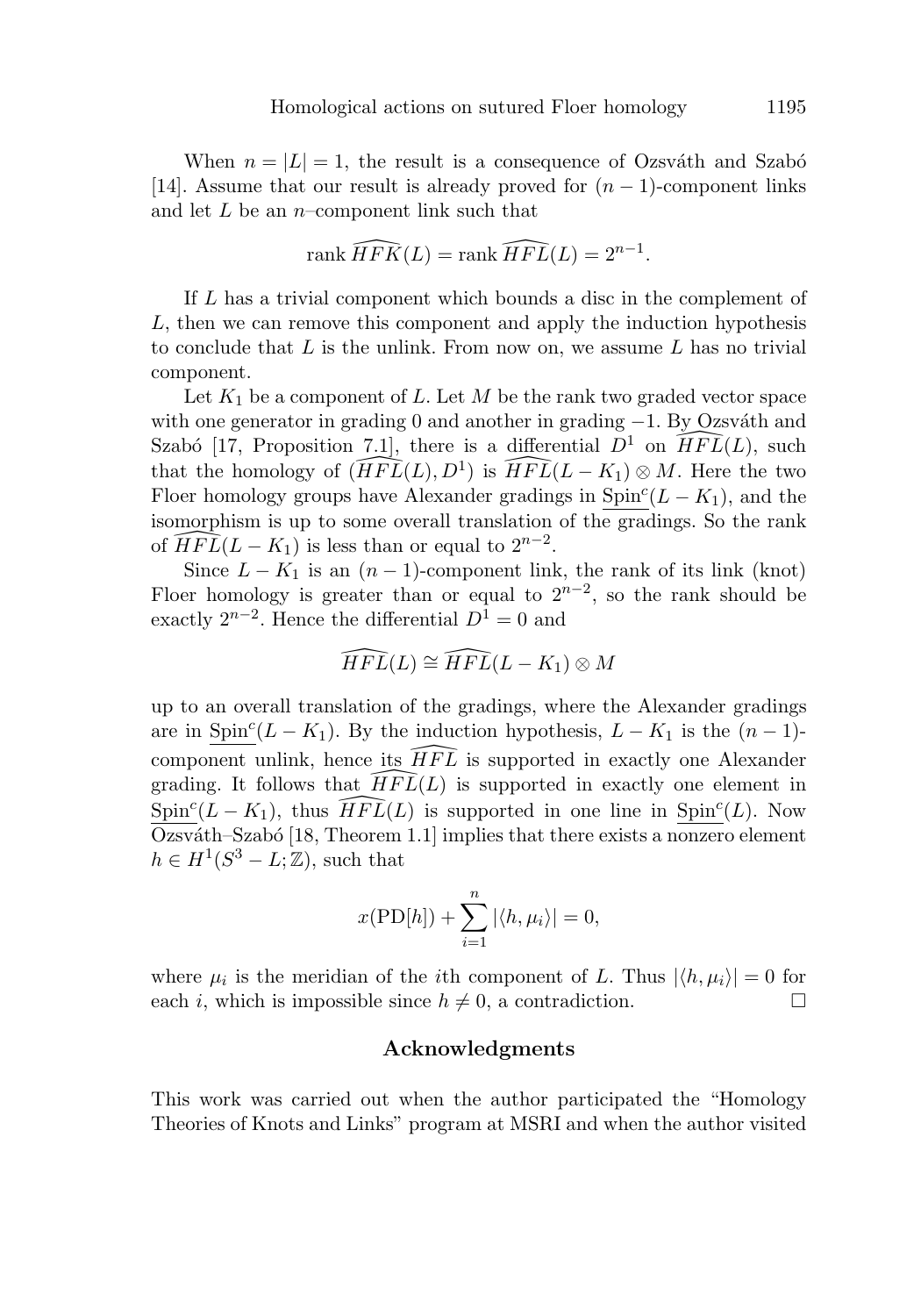When $n = |L| = 1$, the result is a consequence of Ozsváth and Szabó [14]. Assume that our result is already proved for $(n-1)$-component links and let $L$ be an $n$–component link such that

$$\operatorname{rank} \widehat{HFK}(L) = \operatorname{rank} \widehat{HFL}(L) = 2^{n-1}.$$

If $L$ has a trivial component which bounds a disc in the complement of $L$, then we can remove this component and apply the induction hypothesis to conclude that $L$ is the unlink. From now on, we assume $L$ has no trivial component.

Let $K_1$ be a component of $L$. Let $M$ be the rank two graded vector space with one generator in grading 0 and another in grading $-1$. By Ozsváth and Szabó [17, Proposition 7.1], there is a differential $D^1$ on $\widehat{HFL}(L)$, such that the homology of $(\widehat{HFL}(L), D^1)$ is $\widehat{HFL}(L - K_1) \otimes M$. Here the two Floer homology groups have Alexander gradings in $\underline{\mathrm{Spin}}^c(L - K_1)$, and the isomorphism is up to some overall translation of the gradings. So the rank of $\widehat{HFL}(L - K_1)$ is less than or equal to $2^{n-2}$.

Since $L - K_1$ is an $(n-1)$-component link, the rank of its link (knot) Floer homology is greater than or equal to $2^{n-2}$, so the rank should be exactly $2^{n-2}$. Hence the differential $D^1 = 0$ and

$$\widehat{HFL}(L) \cong \widehat{HFL}(L - K_1) \otimes M$$

up to an overall translation of the gradings, where the Alexander gradings are in $\underline{\mathrm{Spin}}^c(L - K_1)$. By the induction hypothesis, $L - K_1$ is the $(n-1)$-component unlink, hence its $\widehat{HFL}$ is supported in exactly one Alexander grading. It follows that $\widehat{HFL}(L)$ is supported in exactly one element in $\underline{\mathrm{Spin}}^c(L - K_1)$, thus $\widehat{HFL}(L)$ is supported in one line in $\underline{\mathrm{Spin}}^c(L)$. Now Ozsváth–Szabó [18, Theorem 1.1] implies that there exists a nonzero element $h \in H^1(S^3 - L; \mathbb{Z})$, such that

$$x(\mathrm{PD}[h]) + \sum_{i=1}^{n} |\langle h, \mu_i \rangle| = 0,$$

where $\mu_i$ is the meridian of the $i$th component of $L$. Thus $|\langle h, \mu_i \rangle| = 0$ for each $i$, which is impossible since $h \neq 0$, a contradiction. □

## Acknowledgments

This work was carried out when the author participated the "Homology Theories of Knots and Links" program at MSRI and when the author visited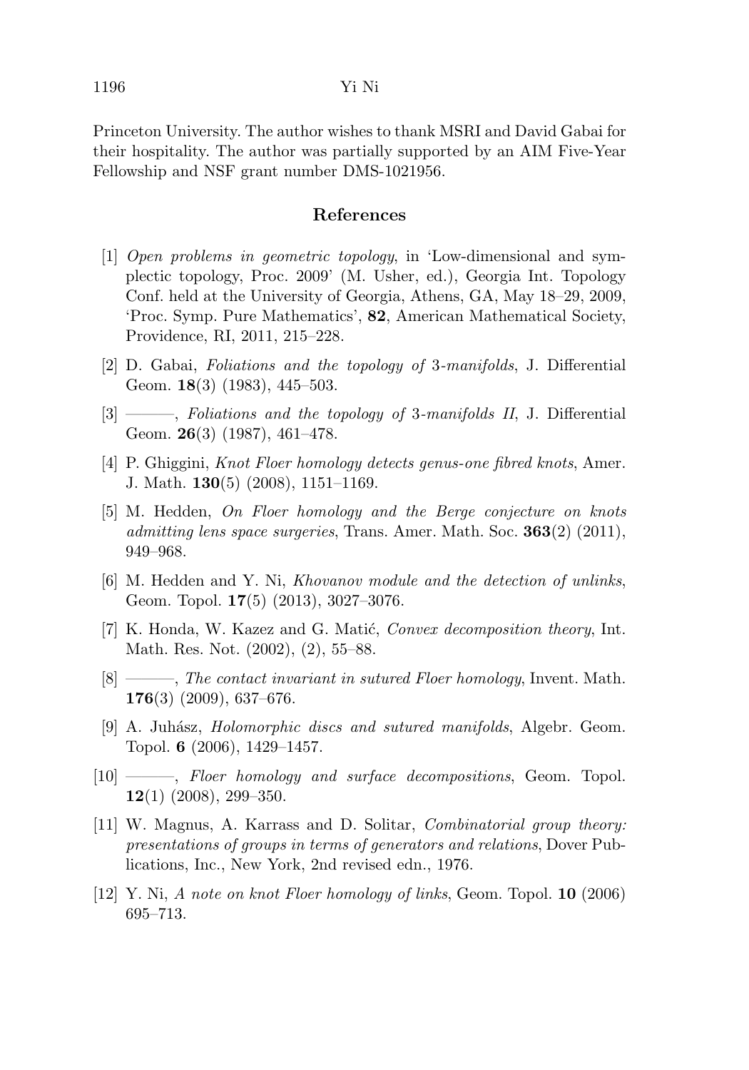Princeton University. The author wishes to thank MSRI and David Gabai for their hospitality. The author was partially supported by an AIM Five-Year Fellowship and NSF grant number DMS-1021956.

## References

[1] *Open problems in geometric topology*, in 'Low-dimensional and symplectic topology, Proc. 2009' (M. Usher, ed.), Georgia Int. Topology Conf. held at the University of Georgia, Athens, GA, May 18–29, 2009, 'Proc. Symp. Pure Mathematics', **82**, American Mathematical Society, Providence, RI, 2011, 215–228.

[2] D. Gabai, *Foliations and the topology of 3-manifolds*, J. Differential Geom. **18**(3) (1983), 445–503.

[3] ———, *Foliations and the topology of 3-manifolds II*, J. Differential Geom. **26**(3) (1987), 461–478.

[4] P. Ghiggini, *Knot Floer homology detects genus-one fibred knots*, Amer. J. Math. **130**(5) (2008), 1151–1169.

[5] M. Hedden, *On Floer homology and the Berge conjecture on knots admitting lens space surgeries*, Trans. Amer. Math. Soc. **363**(2) (2011), 949–968.

[6] M. Hedden and Y. Ni, *Khovanov module and the detection of unlinks*, Geom. Topol. **17**(5) (2013), 3027–3076.

[7] K. Honda, W. Kazez and G. Matić, *Convex decomposition theory*, Int. Math. Res. Not. (2002), (2), 55–88.

[8] ———, *The contact invariant in sutured Floer homology*, Invent. Math. **176**(3) (2009), 637–676.

[9] A. Juhász, *Holomorphic discs and sutured manifolds*, Algebr. Geom. Topol. **6** (2006), 1429–1457.

[10] ———, *Floer homology and surface decompositions*, Geom. Topol. **12**(1) (2008), 299–350.

[11] W. Magnus, A. Karrass and D. Solitar, *Combinatorial group theory: presentations of groups in terms of generators and relations*, Dover Publications, Inc., New York, 2nd revised edn., 1976.

[12] Y. Ni, *A note on knot Floer homology of links*, Geom. Topol. **10** (2006) 695–713.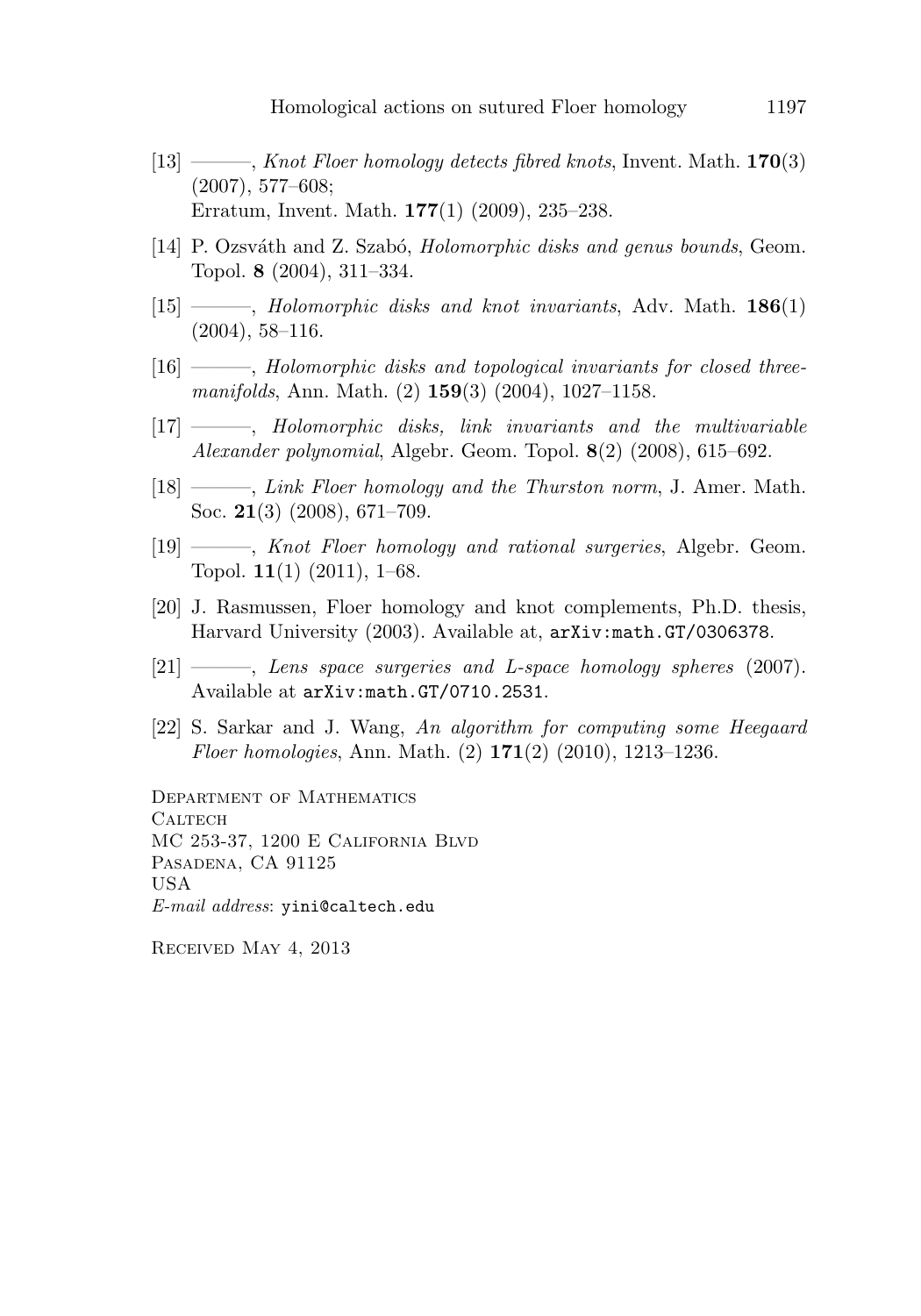[13] ———, *Knot Floer homology detects fibred knots*, Invent. Math. **170**(3) (2007), 577–608;
Erratum, Invent. Math. **177**(1) (2009), 235–238.

[14] P. Ozsváth and Z. Szabó, *Holomorphic disks and genus bounds*, Geom. Topol. **8** (2004), 311–334.

[15] ———, *Holomorphic disks and knot invariants*, Adv. Math. **186**(1) (2004), 58–116.

[16] ———, *Holomorphic disks and topological invariants for closed three-manifolds*, Ann. Math. (2) **159**(3) (2004), 1027–1158.

[17] ———, *Holomorphic disks, link invariants and the multivariable Alexander polynomial*, Algebr. Geom. Topol. **8**(2) (2008), 615–692.

[18] ———, *Link Floer homology and the Thurston norm*, J. Amer. Math. Soc. **21**(3) (2008), 671–709.

[19] ———, *Knot Floer homology and rational surgeries*, Algebr. Geom. Topol. **11**(1) (2011), 1–68.

[20] J. Rasmussen, Floer homology and knot complements, Ph.D. thesis, Harvard University (2003). Available at, `arXiv:math.GT/0306378`.

[21] ———, *Lens space surgeries and L-space homology spheres* (2007). Available at `arXiv:math.GT/0710.2531`.

[22] S. Sarkar and J. Wang, *An algorithm for computing some Heegaard Floer homologies*, Ann. Math. (2) **171**(2) (2010), 1213–1236.

Department of Mathematics
Caltech
MC 253-37, 1200 E California Blvd
Pasadena, CA 91125
USA
*E-mail address*: `yini@caltech.edu`

Received May 4, 2013